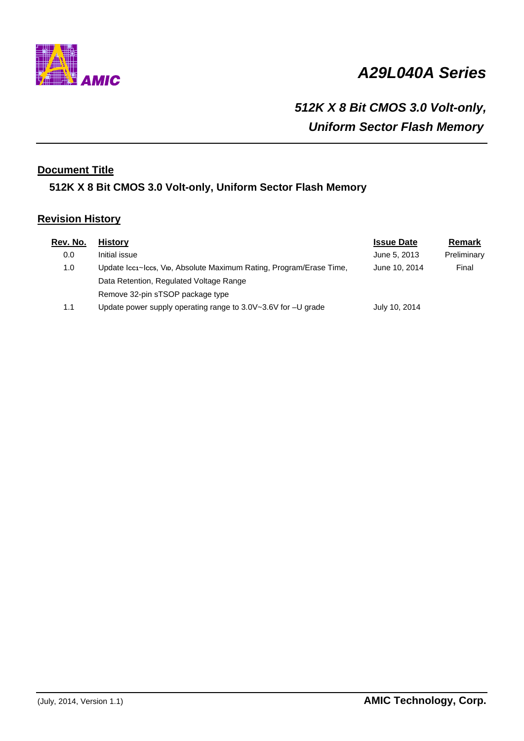AMIC

# A29L040A Series

## *512K X 8 Bit CMOS 3.0 Volt-only, Uniform Sector Flash Memory*

### Document Title

**512K X 8 Bit CMOS 3.0 Volt-only, Uniform Sector Flash Memory**

### Revision History

| Rev. No. | History | Issue Date | Remark |
| --- | --- | --- | --- |
| 0.0 | Initial issue | June 5, 2013 | Preliminary |
| 1.0 | Update $I_{CC1}$~$I_{CC5}$, $V_{ID}$, Absolute Maximum Rating, Program/Erase Time, Data Retention, Regulated Voltage Range<br>Remove 32-pin sTSOP package type | June 10, 2014 | Final |
| 1.1 | Update power supply operating range to 3.0V~3.6V for –U grade | July 10, 2014 | |

(July, 2014, Version 1.1)

**AMIC Technology, Corp.**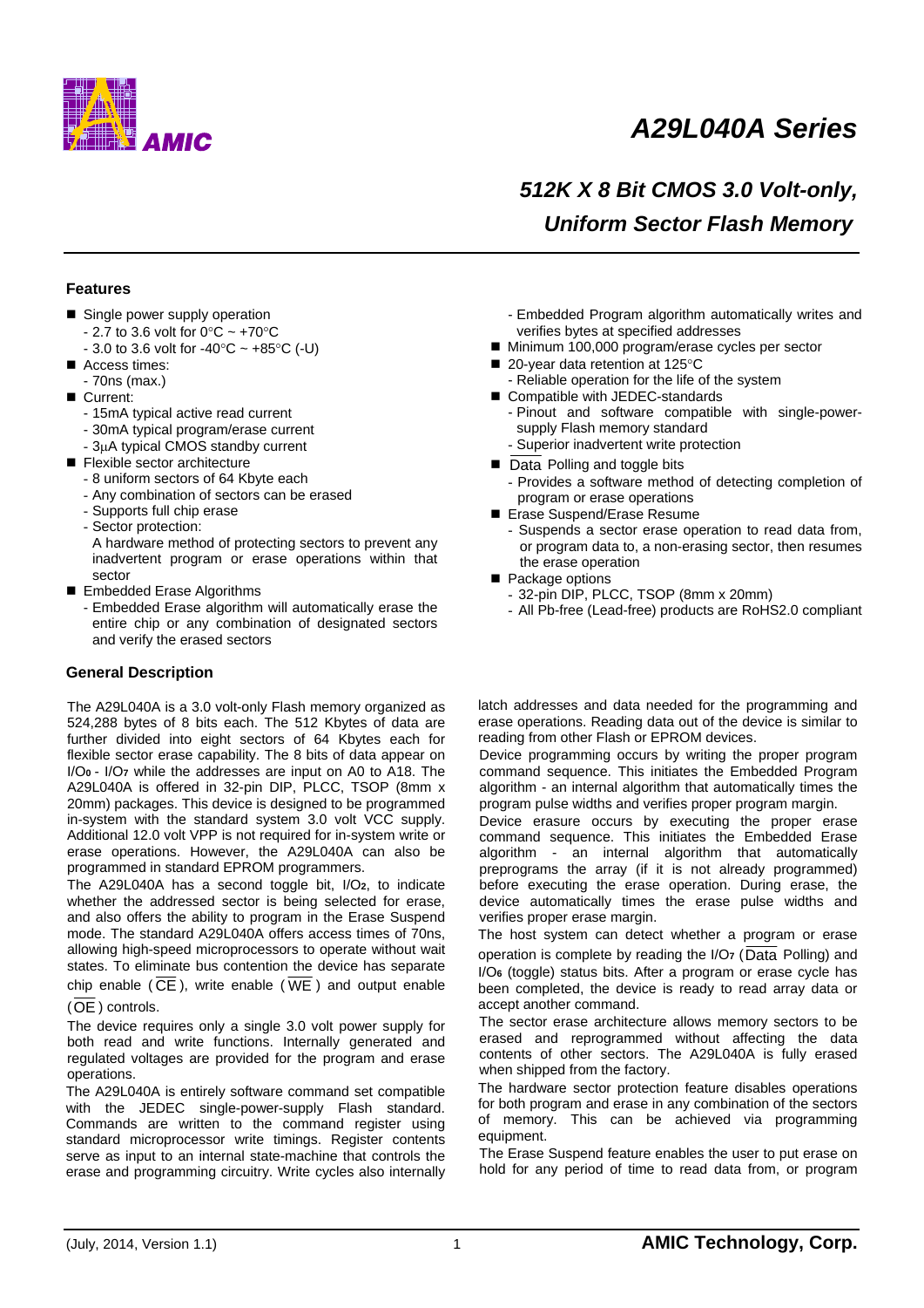# A29L040A Series

## 512K X 8 Bit CMOS 3.0 Volt-only, Uniform Sector Flash Memory

### Features

- Single power supply operation
  - 2.7 to 3.6 volt for 0°C ~ +70°C
  - 3.0 to 3.6 volt for -40°C ~ +85°C (-U)
- Access times:
  - 70ns (max.)
- Current:
  - 15mA typical active read current
  - 30mA typical program/erase current
  - 3μA typical CMOS standby current
- Flexible sector architecture
  - 8 uniform sectors of 64 Kbyte each
  - Any combination of sectors can be erased
  - Supports full chip erase
  - Sector protection:
    A hardware method of protecting sectors to prevent any inadvertent program or erase operations within that sector
- Embedded Erase Algorithms
  - Embedded Erase algorithm will automatically erase the entire chip or any combination of designated sectors and verify the erased sectors
  - Embedded Program algorithm automatically writes and verifies bytes at specified addresses
- Minimum 100,000 program/erase cycles per sector
- 20-year data retention at 125°C
  - Reliable operation for the life of the system
- Compatible with JEDEC-standards
  - Pinout and software compatible with single-power-supply Flash memory standard
  - Superior inadvertent write protection
- $\overline{\text{Data}}$ Polling and toggle bits
  - Provides a software method of detecting completion of program or erase operations
- Erase Suspend/Erase Resume
  - Suspends a sector erase operation to read data from, or program data to, a non-erasing sector, then resumes the erase operation
- Package options
  - 32-pin DIP, PLCC, TSOP (8mm x 20mm)
  - All Pb-free (Lead-free) products are RoHS2.0 compliant

### General Description

The A29L040A is a 3.0 volt-only Flash memory organized as 524,288 bytes of 8 bits each. The 512 Kbytes of data are further divided into eight sectors of 64 Kbytes each for flexible sector erase capability. The 8 bits of data appear on $I/O_0$ - $I/O_7$ while the addresses are input on A0 to A18. The A29L040A is offered in 32-pin DIP, PLCC, TSOP (8mm x 20mm) packages. This device is designed to be programmed in-system with the standard system 3.0 volt VCC supply. Additional 12.0 volt VPP is not required for in-system write or erase operations. However, the A29L040A can also be programmed in standard EPROM programmers.

The A29L040A has a second toggle bit, $I/O_2$, to indicate whether the addressed sector is being selected for erase, and also offers the ability to program in the Erase Suspend mode. The standard A29L040A offers access times of 70ns, allowing high-speed microprocessors to operate without wait states. To eliminate bus contention the device has separate chip enable ($\overline{\text{CE}}$), write enable ($\overline{\text{WE}}$) and output enable ($\overline{\text{OE}}$) controls.

The device requires only a single 3.0 volt power supply for both read and write functions. Internally generated and regulated voltages are provided for the program and erase operations.

The A29L040A is entirely software command set compatible with the JEDEC single-power-supply Flash standard. Commands are written to the command register using standard microprocessor write timings. Register contents serve as input to an internal state-machine that controls the erase and programming circuitry. Write cycles also internally latch addresses and data needed for the programming and erase operations. Reading data out of the device is similar to reading from other Flash or EPROM devices.

Device programming occurs by writing the proper program command sequence. This initiates the Embedded Program algorithm - an internal algorithm that automatically times the program pulse widths and verifies proper program margin.

Device erasure occurs by executing the proper erase command sequence. This initiates the Embedded Erase algorithm - an internal algorithm that automatically preprograms the array (if it is not already programmed) before executing the erase operation. During erase, the device automatically times the erase pulse widths and verifies proper erase margin.

The host system can detect whether a program or erase operation is complete by reading the $I/O_7$ ($\overline{\text{Data}}$ Polling) and $I/O_6$ (toggle) status bits. After a program or erase cycle has been completed, the device is ready to read array data or accept another command.

The sector erase architecture allows memory sectors to be erased and reprogrammed without affecting the data contents of other sectors. The A29L040A is fully erased when shipped from the factory.

The hardware sector protection feature disables operations for both program and erase in any combination of the sectors of memory. This can be achieved via programming equipment.

The Erase Suspend feature enables the user to put erase on hold for any period of time to read data from, or program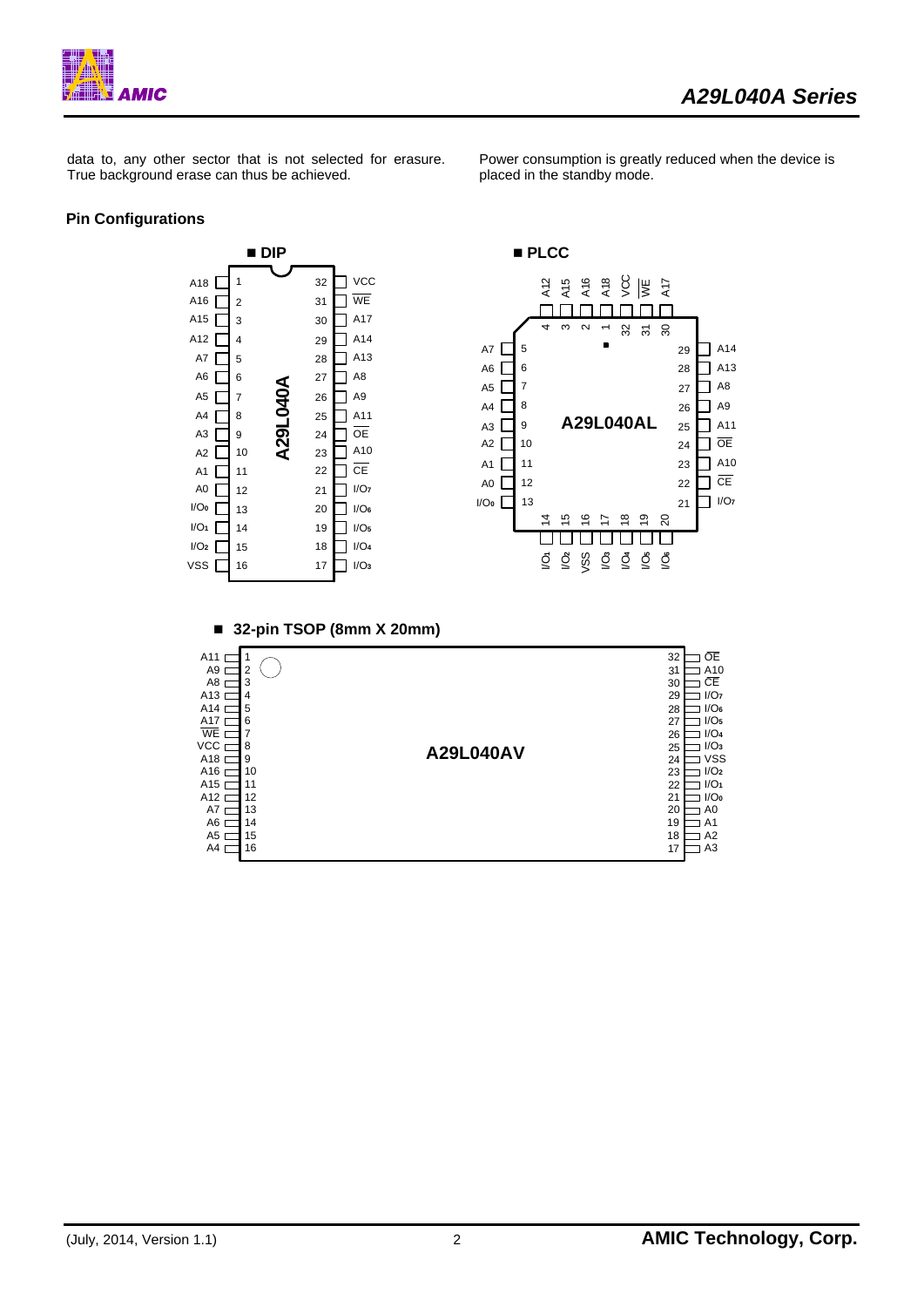data to, any other sector that is not selected for erasure. True background erase can thus be achieved.

Power consumption is greatly reduced when the device is placed in the standby mode.

### Pin Configurations

**■ DIP**

A29L040A

| Pin | Name | Pin | Name |
|---|---|---|---|
| 1 | A18 | 32 | VCC |
| 2 | A16 | 31 | $\overline{WE}$ |
| 3 | A15 | 30 | A17 |
| 4 | A12 | 29 | A14 |
| 5 | A7 | 28 | A13 |
| 6 | A6 | 27 | A8 |
| 7 | A5 | 26 | A9 |
| 8 | A4 | 25 | A11 |
| 9 | A3 | 24 | $\overline{OE}$ |
| 10 | A2 | 23 | A10 |
| 11 | A1 | 22 | $\overline{CE}$ |
| 12 | A0 | 21 | $I/O_7$ |
| 13 | $I/O_0$ | 20 | $I/O_6$ |
| 14 | $I/O_1$ | 19 | $I/O_5$ |
| 15 | $I/O_2$ | 18 | $I/O_4$ |
| 16 | VSS | 17 | $I/O_3$ |

**■ PLCC**

A29L040AL

| Pin | Name |
|---|---|
| 1 | A18 |
| 2 | A16 |
| 3 | A15 |
| 4 | A12 |
| 5 | A7 |
| 6 | A6 |
| 7 | A5 |
| 8 | A4 |
| 9 | A3 |
| 10 | A2 |
| 11 | A1 |
| 12 | A0 |
| 13 | $I/O_0$ |
| 14 | $I/O_1$ |
| 15 | $I/O_2$ |
| 16 | VSS |
| 17 | $I/O_3$ |
| 18 | $I/O_4$ |
| 19 | $I/O_5$ |
| 20 | $I/O_6$ |
| 21 | $I/O_7$ |
| 22 | $\overline{CE}$ |
| 23 | A10 |
| 24 | $\overline{OE}$ |
| 25 | A11 |
| 26 | A9 |
| 27 | A8 |
| 28 | A13 |
| 29 | A14 |
| 30 | A17 |
| 31 | $\overline{WE}$ |
| 32 | VCC |

**■ 32-pin TSOP (8mm X 20mm)**

A29L040AV

| Pin | Name | Pin | Name |
|---|---|---|---|
| 1 | A11 | 32 | $\overline{OE}$ |
| 2 | A9 | 31 | A10 |
| 3 | A8 | 30 | $\overline{CE}$ |
| 4 | A13 | 29 | $I/O_7$ |
| 5 | A14 | 28 | $I/O_6$ |
| 6 | A17 | 27 | $I/O_5$ |
| 7 | $\overline{WE}$ | 26 | $I/O_4$ |
| 8 | VCC | 25 | $I/O_3$ |
| 9 | A18 | 24 | VSS |
| 10 | A16 | 23 | $I/O_2$ |
| 11 | A15 | 22 | $I/O_1$ |
| 12 | A12 | 21 | $I/O_0$ |
| 13 | A7 | 20 | A0 |
| 14 | A6 | 19 | A1 |
| 15 | A5 | 18 | A2 |
| 16 | A4 | 17 | A3 |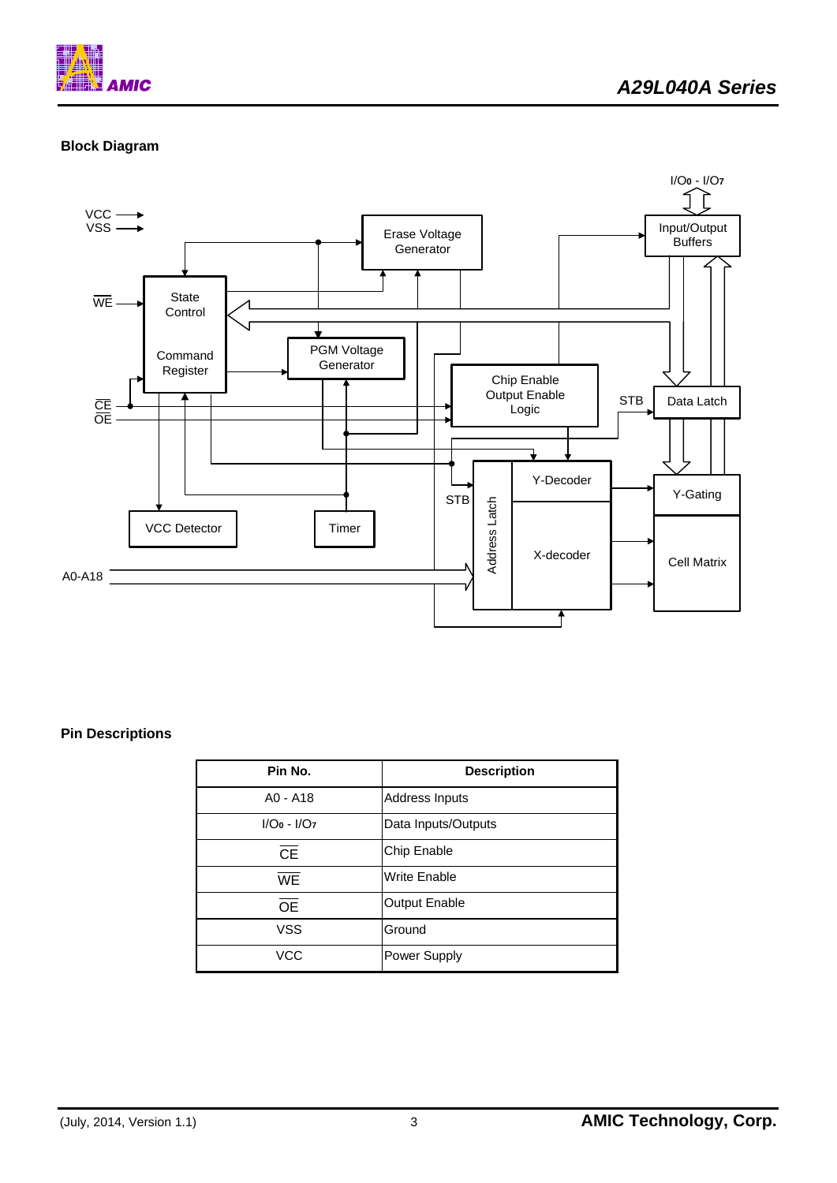## Block Diagram

## Pin Descriptions

| Pin No. | Description |
|---|---|
| A0 - A18 | Address Inputs |
| I/O0 - I/O7 | Data Inputs/Outputs |
| $\overline{CE}$ | Chip Enable |
| $\overline{WE}$ | Write Enable |
| $\overline{OE}$ | Output Enable |
| VSS | Ground |
| VCC | Power Supply |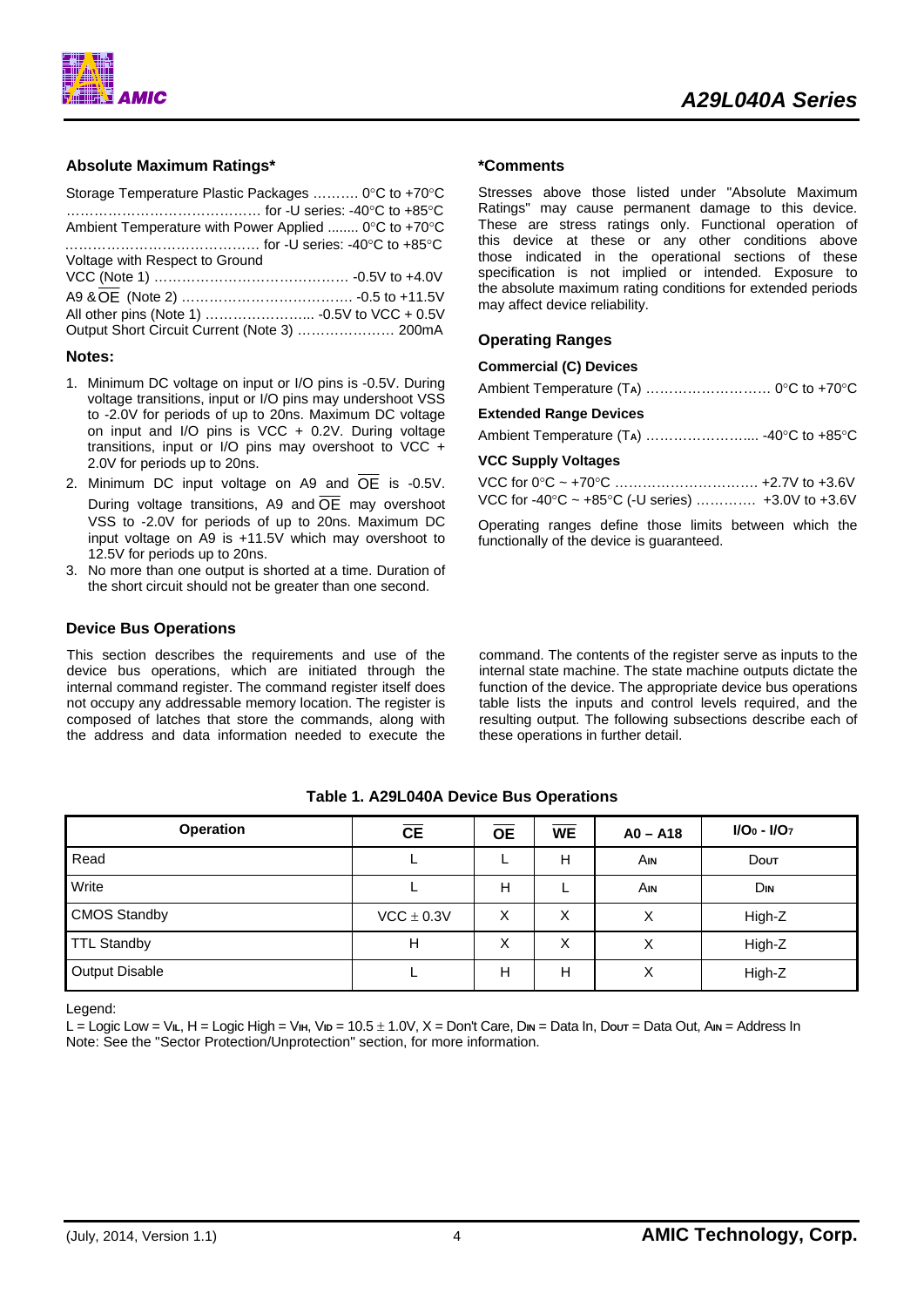## Absolute Maximum Ratings*

Storage Temperature Plastic Packages .......... 0°C to +70°C
........................................ for -U series: -40°C to +85°C
Ambient Temperature with Power Applied ........ 0°C to +70°C
........................................ for -U series: -40°C to +85°C
Voltage with Respect to Ground
VCC (Note 1) ........................................ -0.5V to +4.0V
A9 & $\overline{OE}$ (Note 2) .................................. -0.5 to +11.5V
All other pins (Note 1) ..................... -0.5V to VCC + 0.5V
Output Short Circuit Current (Note 3) ..................... 200mA

### Notes:

1. Minimum DC voltage on input or I/O pins is -0.5V. During voltage transitions, input or I/O pins may undershoot VSS to -2.0V for periods of up to 20ns. Maximum DC voltage on input and I/O pins is VCC + 0.2V. During voltage transitions, input or I/O pins may overshoot to VCC + 2.0V for periods up to 20ns.
2. Minimum DC input voltage on A9 and $\overline{OE}$ is -0.5V. During voltage transitions, A9 and $\overline{OE}$ may overshoot VSS to -2.0V for periods of up to 20ns. Maximum DC input voltage on A9 is +11.5V which may overshoot to 12.5V for periods up to 20ns.
3. No more than one output is shorted at a time. Duration of the short circuit should not be greater than one second.

## *Comments

Stresses above those listed under "Absolute Maximum Ratings" may cause permanent damage to this device. These are stress ratings only. Functional operation of this device at these or any other conditions above those indicated in the operational sections of these specification is not implied or intended. Exposure to the absolute maximum rating conditions for extended periods may affect device reliability.

## Operating Ranges

### Commercial (C) Devices

Ambient Temperature ($T_A$) .......................... 0°C to +70°C

### Extended Range Devices

Ambient Temperature ($T_A$) ....................... -40°C to +85°C

### VCC Supply Voltages

VCC for 0°C ~ +70°C ............................. +2.7V to +3.6V
VCC for -40°C ~ +85°C (-U series) ............ +3.0V to +3.6V

Operating ranges define those limits between which the functionally of the device is guaranteed.

## Device Bus Operations

This section describes the requirements and use of the device bus operations, which are initiated through the internal command register. The command register itself does not occupy any addressable memory location. The register is composed of latches that store the commands, along with the address and data information needed to execute the command. The contents of the register serve as inputs to the internal state machine. The state machine outputs dictate the function of the device. The appropriate device bus operations table lists the inputs and control levels required, and the resulting output. The following subsections describe each of these operations in further detail.

**Table 1. A29L040A Device Bus Operations**

| Operation | $\overline{CE}$ | $\overline{OE}$ | $\overline{WE}$ | A0 – A18 | $I/O_0$ - $I/O_7$ |
|---|---|---|---|---|---|
| Read | L | L | H | $A_{IN}$ | $D_{OUT}$ |
| Write | L | H | L | $A_{IN}$ | $D_{IN}$ |
| CMOS Standby | VCC ± 0.3V | X | X | X | High-Z |
| TTL Standby | H | X | X | X | High-Z |
| Output Disable | L | H | H | X | High-Z |

Legend:
L = Logic Low = $V_{IL}$, H = Logic High = $V_{IH}$, $V_{ID}$ = 10.5 ± 1.0V, X = Don't Care, $D_{IN}$ = Data In, $D_{OUT}$ = Data Out, $A_{IN}$ = Address In
Note: See the "Sector Protection/Unprotection" section, for more information.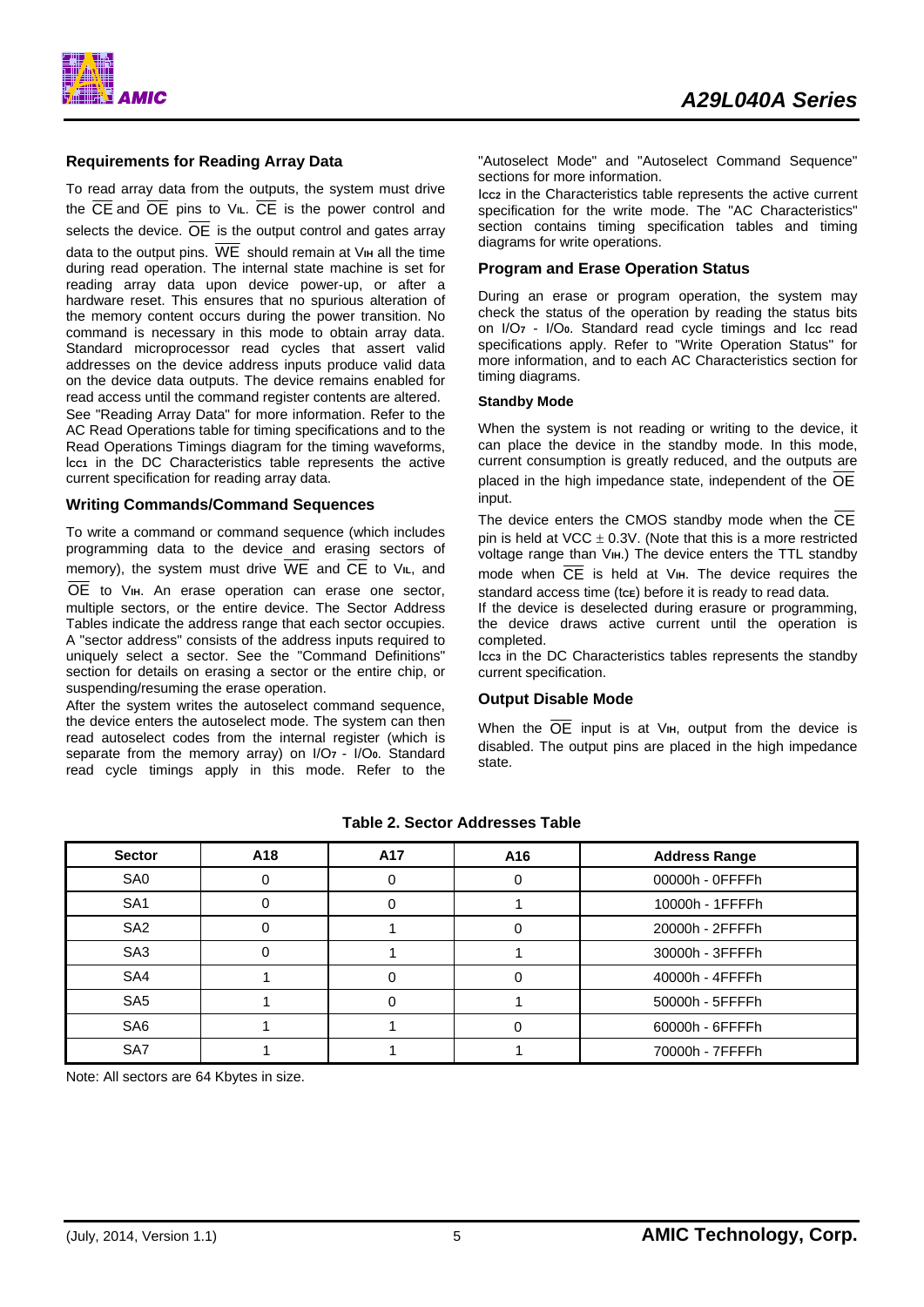### Requirements for Reading Array Data

To read array data from the outputs, the system must drive the $\overline{CE}$ and $\overline{OE}$ pins to $V_{IL}$. $\overline{CE}$ is the power control and selects the device. $\overline{OE}$ is the output control and gates array data to the output pins. $\overline{WE}$ should remain at $V_{IH}$ all the time during read operation. The internal state machine is set for reading array data upon device power-up, or after a hardware reset. This ensures that no spurious alteration of the memory content occurs during the power transition. No command is necessary in this mode to obtain array data. Standard microprocessor read cycles that assert valid addresses on the device address inputs produce valid data on the device data outputs. The device remains enabled for read access until the command register contents are altered. See "Reading Array Data" for more information. Refer to the AC Read Operations table for timing specifications and to the Read Operations Timings diagram for the timing waveforms, $I_{CC1}$ in the DC Characteristics table represents the active current specification for reading array data.

### Writing Commands/Command Sequences

To write a command or command sequence (which includes programming data to the device and erasing sectors of memory), the system must drive $\overline{WE}$ and $\overline{CE}$ to $V_{IL}$, and $\overline{OE}$ to $V_{IH}$. An erase operation can erase one sector, multiple sectors, or the entire device. The Sector Address Tables indicate the address range that each sector occupies. A "sector address" consists of the address inputs required to uniquely select a sector. See the "Command Definitions" section for details on erasing a sector or the entire chip, or suspending/resuming the erase operation.

After the system writes the autoselect command sequence, the device enters the autoselect mode. The system can then read autoselect codes from the internal register (which is separate from the memory array) on $I/O_7$ - $I/O_0$. Standard read cycle timings apply in this mode. Refer to the "Autoselect Mode" and "Autoselect Command Sequence" sections for more information.

$I_{CC2}$ in the Characteristics table represents the active current specification for the write mode. The "AC Characteristics" section contains timing specification tables and timing diagrams for write operations.

### Program and Erase Operation Status

During an erase or program operation, the system may check the status of the operation by reading the status bits on $I/O_7$ - $I/O_0$. Standard read cycle timings and $I_{CC}$ read specifications apply. Refer to "Write Operation Status" for more information, and to each AC Characteristics section for timing diagrams.

#### Standby Mode

When the system is not reading or writing to the device, it can place the device in the standby mode. In this mode, current consumption is greatly reduced, and the outputs are placed in the high impedance state, independent of the $\overline{OE}$ input.

The device enters the CMOS standby mode when the $\overline{CE}$ pin is held at VCC $\pm$ 0.3V. (Note that this is a more restricted voltage range than $V_{IH}$.) The device enters the TTL standby mode when $\overline{CE}$ is held at $V_{IH}$. The device requires the standard access time ($t_{CE}$) before it is ready to read data.

If the device is deselected during erasure or programming, the device draws active current until the operation is completed.

$I_{CC3}$ in the DC Characteristics tables represents the standby current specification.

### Output Disable Mode

When the $\overline{OE}$ input is at $V_{IH}$, output from the device is disabled. The output pins are placed in the high impedance state.

**Table 2. Sector Addresses Table**

| Sector | A18 | A17 | A16 | Address Range |
|---|---|---|---|---|
| SA0 | 0 | 0 | 0 | 00000h - 0FFFFh |
| SA1 | 0 | 0 | 1 | 10000h - 1FFFFh |
| SA2 | 0 | 1 | 0 | 20000h - 2FFFFh |
| SA3 | 0 | 1 | 1 | 30000h - 3FFFFh |
| SA4 | 1 | 0 | 0 | 40000h - 4FFFFh |
| SA5 | 1 | 0 | 1 | 50000h - 5FFFFh |
| SA6 | 1 | 1 | 0 | 60000h - 6FFFFh |
| SA7 | 1 | 1 | 1 | 70000h - 7FFFFh |

Note: All sectors are 64 Kbytes in size.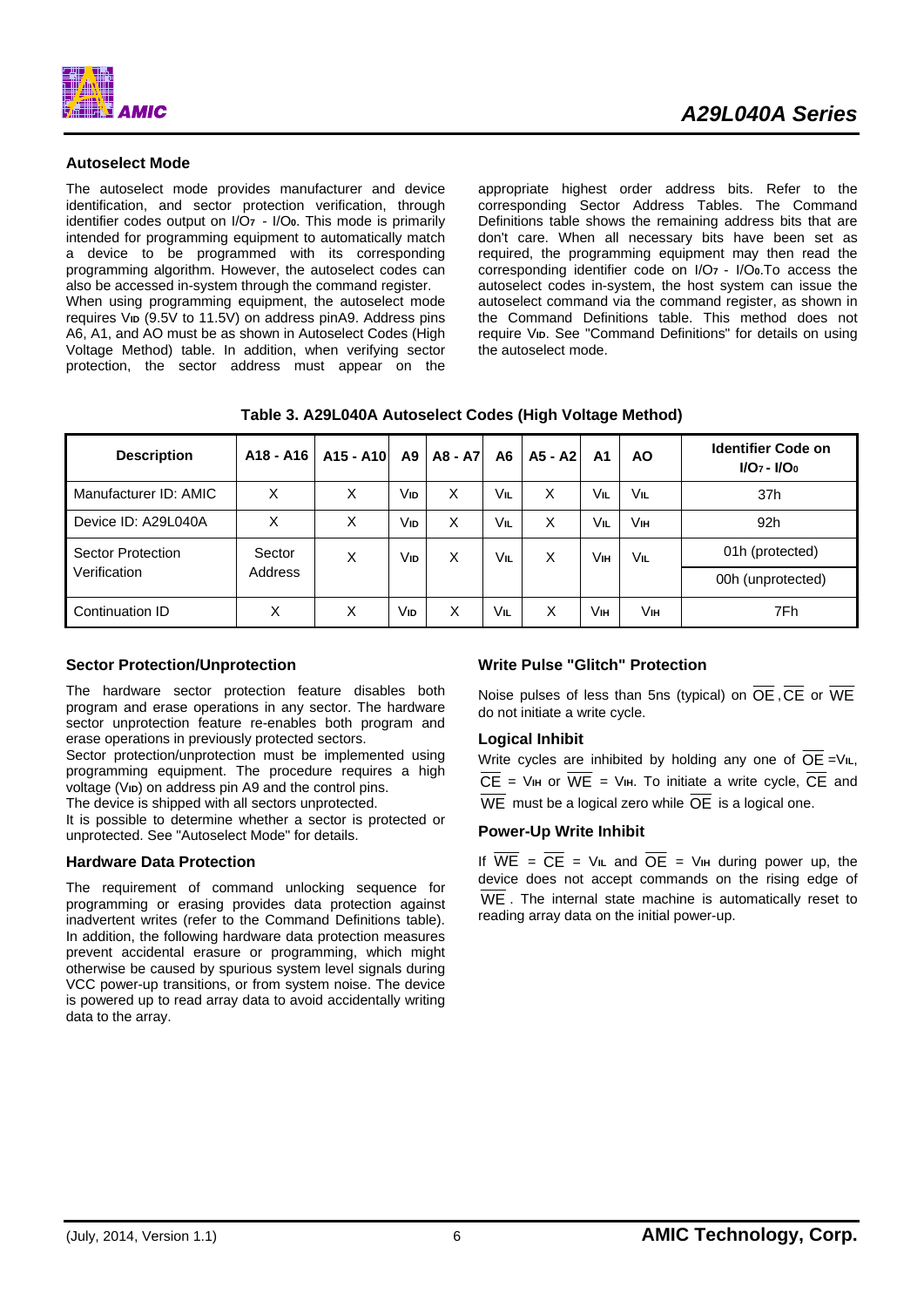### Autoselect Mode

The autoselect mode provides manufacturer and device identification, and sector protection verification, through identifier codes output on $I/O_7$ - $I/O_0$. This mode is primarily intended for programming equipment to automatically match a device to be programmed with its corresponding programming algorithm. However, the autoselect codes can also be accessed in-system through the command register.

When using programming equipment, the autoselect mode requires $V_{ID}$ (9.5V to 11.5V) on address pinA9. Address pins A6, A1, and AO must be as shown in Autoselect Codes (High Voltage Method) table. In addition, when verifying sector protection, the sector address must appear on the appropriate highest order address bits. Refer to the corresponding Sector Address Tables. The Command Definitions table shows the remaining address bits that are don't care. When all necessary bits have been set as required, the programming equipment may then read the corresponding identifier code on $I/O_7$ - $I/O_0$.To access the autoselect codes in-system, the host system can issue the autoselect command via the command register, as shown in the Command Definitions table. This method does not require $V_{ID}$. See "Command Definitions" for details on using the autoselect mode.

**Table 3. A29L040A Autoselect Codes (High Voltage Method)**

| Description | A18 - A16 | A15 - A10 | A9 | A8 - A7 | A6 | A5 - A2 | A1 | AO | Identifier Code on $I/O_7$ - $I/O_0$ |
|---|---|---|---|---|---|---|---|---|---|
| Manufacturer ID: AMIC | X | X | $V_{ID}$ | X | $V_{IL}$ | X | $V_{IL}$ | $V_{IL}$ | 37h |
| Device ID: A29L040A | X | X | $V_{ID}$ | X | $V_{IL}$ | X | $V_{IL}$ | $V_{IH}$ | 92h |
| Sector Protection Verification | Sector Address | X | $V_{ID}$ | X | $V_{IL}$ | X | $V_{IH}$ | $V_{IL}$ | 01h (protected) |
| | | | | | | | | | 00h (unprotected) |
| Continuation ID | X | X | $V_{ID}$ | X | $V_{IL}$ | X | $V_{IH}$ | $V_{IH}$ | 7Fh |

### Sector Protection/Unprotection

The hardware sector protection feature disables both program and erase operations in any sector. The hardware sector unprotection feature re-enables both program and erase operations in previously protected sectors.

Sector protection/unprotection must be implemented using programming equipment. The procedure requires a high voltage ($V_{ID}$) on address pin A9 and the control pins.

The device is shipped with all sectors unprotected.

It is possible to determine whether a sector is protected or unprotected. See "Autoselect Mode" for details.

### Hardware Data Protection

The requirement of command unlocking sequence for programming or erasing provides data protection against inadvertent writes (refer to the Command Definitions table). In addition, the following hardware data protection measures prevent accidental erasure or programming, which might otherwise be caused by spurious system level signals during VCC power-up transitions, or from system noise. The device is powered up to read array data to avoid accidentally writing data to the array.

### Write Pulse "Glitch" Protection

Noise pulses of less than 5ns (typical) on $\overline{OE}$, $\overline{CE}$ or $\overline{WE}$ do not initiate a write cycle.

### Logical Inhibit

Write cycles are inhibited by holding any one of $\overline{OE}$ = $V_{IL}$, $\overline{CE}$ = $V_{IH}$ or $\overline{WE}$ = $V_{IH}$. To initiate a write cycle, $\overline{CE}$ and $\overline{WE}$ must be a logical zero while $\overline{OE}$ is a logical one.

### Power-Up Write Inhibit

If $\overline{WE}$ = $\overline{CE}$ = $V_{IL}$ and $\overline{OE}$ = $V_{IH}$ during power up, the device does not accept commands on the rising edge of $\overline{WE}$. The internal state machine is automatically reset to reading array data on the initial power-up.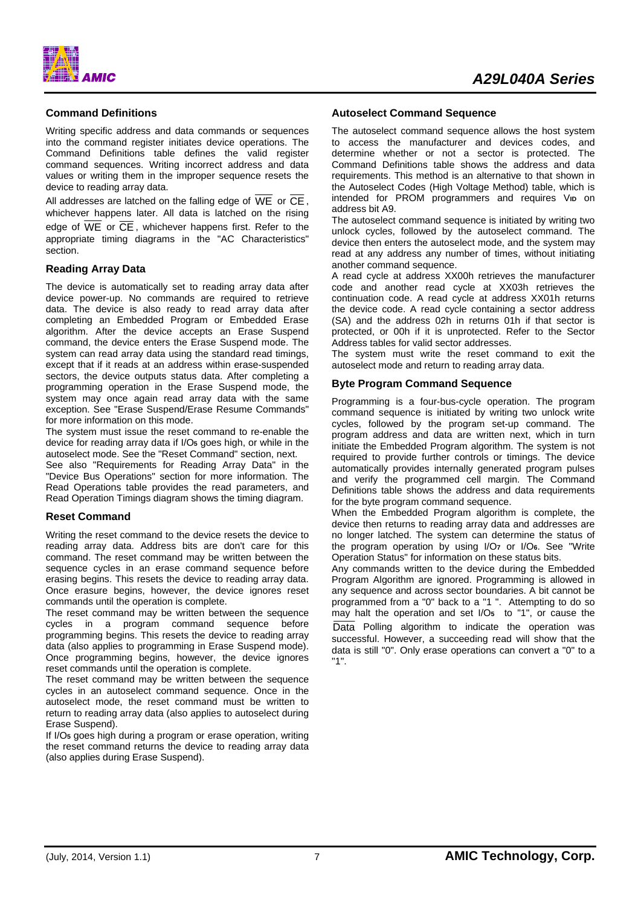### Command Definitions

Writing specific address and data commands or sequences into the command register initiates device operations. The Command Definitions table defines the valid register command sequences. Writing incorrect address and data values or writing them in the improper sequence resets the device to reading array data.

All addresses are latched on the falling edge of $\overline{WE}$ or $\overline{CE}$, whichever happens later. All data is latched on the rising edge of $\overline{WE}$ or $\overline{CE}$, whichever happens first. Refer to the appropriate timing diagrams in the "AC Characteristics" section.

### Reading Array Data

The device is automatically set to reading array data after device power-up. No commands are required to retrieve data. The device is also ready to read array data after completing an Embedded Program or Embedded Erase algorithm. After the device accepts an Erase Suspend command, the device enters the Erase Suspend mode. The system can read array data using the standard read timings, except that if it reads at an address within erase-suspended sectors, the device outputs status data. After completing a programming operation in the Erase Suspend mode, the system may once again read array data with the same exception. See "Erase Suspend/Erase Resume Commands" for more information on this mode.

The system must issue the reset command to re-enable the device for reading array data if $I/O_5$ goes high, or while in the autoselect mode. See the "Reset Command" section, next.

See also "Requirements for Reading Array Data" in the "Device Bus Operations" section for more information. The Read Operations table provides the read parameters, and Read Operation Timings diagram shows the timing diagram.

### Reset Command

Writing the reset command to the device resets the device to reading array data. Address bits are don't care for this command. The reset command may be written between the sequence cycles in an erase command sequence before erasing begins. This resets the device to reading array data. Once erasure begins, however, the device ignores reset commands until the operation is complete.

The reset command may be written between the sequence cycles in a program command sequence before programming begins. This resets the device to reading array data (also applies to programming in Erase Suspend mode). Once programming begins, however, the device ignores reset commands until the operation is complete.

The reset command may be written between the sequence cycles in an autoselect command sequence. Once in the autoselect mode, the reset command must be written to return to reading array data (also applies to autoselect during Erase Suspend).

If $I/O_5$ goes high during a program or erase operation, writing the reset command returns the device to reading array data (also applies during Erase Suspend).

### Autoselect Command Sequence

The autoselect command sequence allows the host system to access the manufacturer and devices codes, and determine whether or not a sector is protected. The Command Definitions table shows the address and data requirements. This method is an alternative to that shown in the Autoselect Codes (High Voltage Method) table, which is intended for PROM programmers and requires $V_{ID}$ on address bit A9.

The autoselect command sequence is initiated by writing two unlock cycles, followed by the autoselect command. The device then enters the autoselect mode, and the system may read at any address any number of times, without initiating another command sequence.

A read cycle at address XX00h retrieves the manufacturer code and another read cycle at XX03h retrieves the continuation code. A read cycle at address XX01h returns the device code. A read cycle containing a sector address (SA) and the address 02h in returns 01h if that sector is protected, or 00h if it is unprotected. Refer to the Sector Address tables for valid sector addresses.

The system must write the reset command to exit the autoselect mode and return to reading array data.

### Byte Program Command Sequence

Programming is a four-bus-cycle operation. The program command sequence is initiated by writing two unlock write cycles, followed by the program set-up command. The program address and data are written next, which in turn initiate the Embedded Program algorithm. The system is not required to provide further controls or timings. The device automatically provides internally generated program pulses and verify the programmed cell margin. The Command Definitions table shows the address and data requirements for the byte program command sequence.

When the Embedded Program algorithm is complete, the device then returns to reading array data and addresses are no longer latched. The system can determine the status of the program operation by using $I/O_7$ or $I/O_6$. See "Write Operation Status" for information on these status bits.

Any commands written to the device during the Embedded Program Algorithm are ignored. Programming is allowed in any sequence and across sector boundaries. A bit cannot be programmed from a "0" back to a "1 ". Attempting to do so may halt the operation and set $I/O_5$ to "1", or cause the $\overline{Data}$ Polling algorithm to indicate the operation was successful. However, a succeeding read will show that the data is still "0". Only erase operations can convert a "0" to a "1".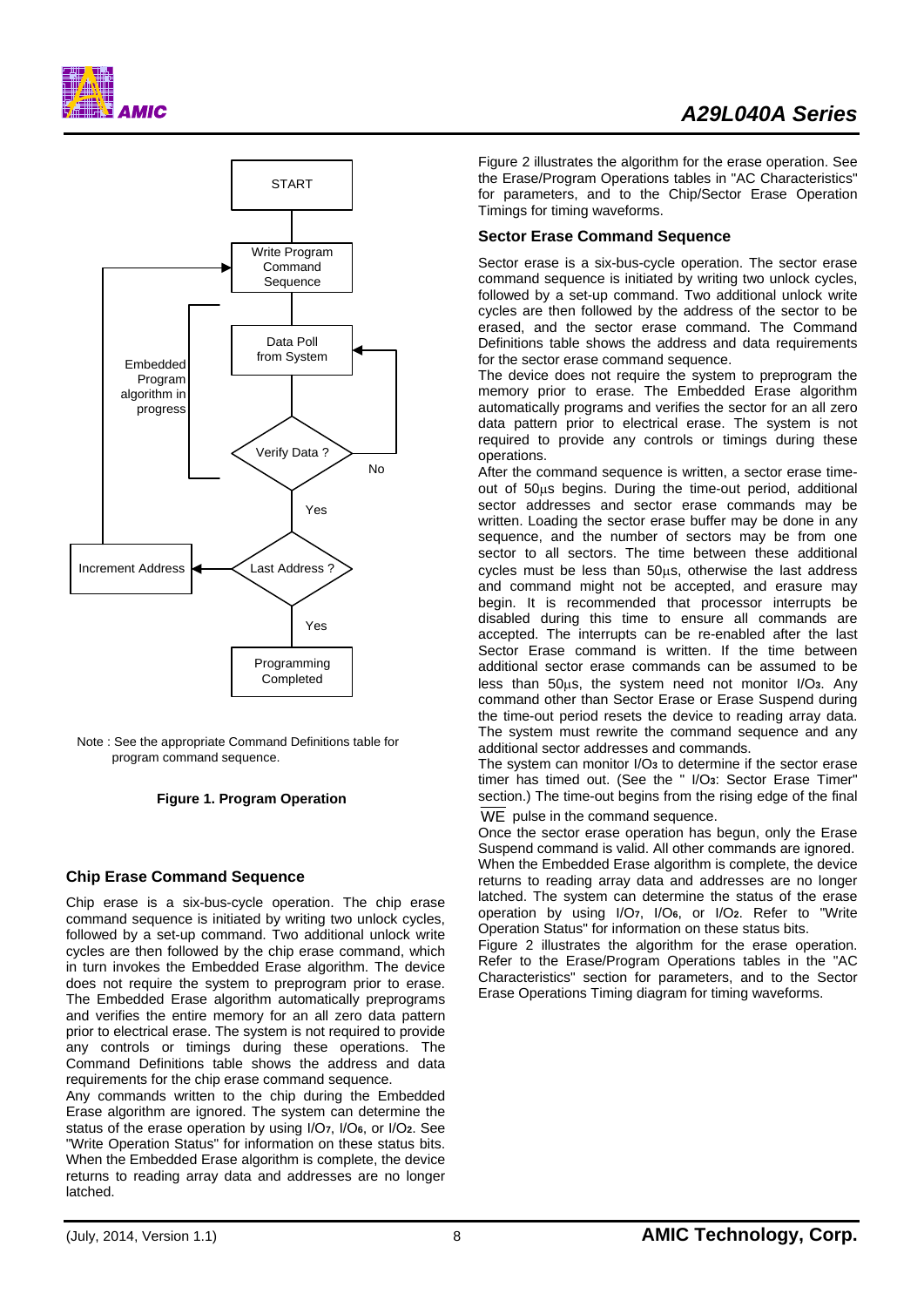START

Write Program Command Sequence

Data Poll from System

Embedded Program algorithm in progress

Verify Data ?

No

Yes

Increment Address

Last Address ?

Yes

Programming Completed

Note : See the appropriate Command Definitions table for program command sequence.

**Figure 1. Program Operation**

## Chip Erase Command Sequence

Chip erase is a six-bus-cycle operation. The chip erase command sequence is initiated by writing two unlock cycles, followed by a set-up command. Two additional unlock write cycles are then followed by the chip erase command, which in turn invokes the Embedded Erase algorithm. The device does not require the system to preprogram prior to erase. The Embedded Erase algorithm automatically preprograms and verifies the entire memory for an all zero data pattern prior to electrical erase. The system is not required to provide any controls or timings during these operations. The Command Definitions table shows the address and data requirements for the chip erase command sequence.

Any commands written to the chip during the Embedded Erase algorithm are ignored. The system can determine the status of the erase operation by using $I/O_7$, $I/O_6$, or $I/O_2$. See "Write Operation Status" for information on these status bits. When the Embedded Erase algorithm is complete, the device returns to reading array data and addresses are no longer latched.

Figure 2 illustrates the algorithm for the erase operation. See the Erase/Program Operations tables in "AC Characteristics" for parameters, and to the Chip/Sector Erase Operation Timings for timing waveforms.

## Sector Erase Command Sequence

Sector erase is a six-bus-cycle operation. The sector erase command sequence is initiated by writing two unlock cycles, followed by a set-up command. Two additional unlock write cycles are then followed by the address of the sector to be erased, and the sector erase command. The Command Definitions table shows the address and data requirements for the sector erase command sequence.

The device does not require the system to preprogram the memory prior to erase. The Embedded Erase algorithm automatically programs and verifies the sector for an all zero data pattern prior to electrical erase. The system is not required to provide any controls or timings during these operations.

After the command sequence is written, a sector erase time-out of 50µs begins. During the time-out period, additional sector addresses and sector erase commands may be written. Loading the sector erase buffer may be done in any sequence, and the number of sectors may be from one sector to all sectors. The time between these additional cycles must be less than 50µs, otherwise the last address and command might not be accepted, and erasure may begin. It is recommended that processor interrupts be disabled during this time to ensure all commands are accepted. The interrupts can be re-enabled after the last Sector Erase command is written. If the time between additional sector erase commands can be assumed to be less than 50µs, the system need not monitor $I/O_3$. Any command other than Sector Erase or Erase Suspend during the time-out period resets the device to reading array data. The system must rewrite the command sequence and any additional sector addresses and commands.

The system can monitor $I/O_3$ to determine if the sector erase timer has timed out. (See the " $I/O_3$: Sector Erase Timer" section.) The time-out begins from the rising edge of the final $\overline{WE}$ pulse in the command sequence.

Once the sector erase operation has begun, only the Erase Suspend command is valid. All other commands are ignored.

When the Embedded Erase algorithm is complete, the device returns to reading array data and addresses are no longer latched. The system can determine the status of the erase operation by using $I/O_7$, $I/O_6$, or $I/O_2$. Refer to "Write Operation Status" for information on these status bits.

Figure 2 illustrates the algorithm for the erase operation. Refer to the Erase/Program Operations tables in the "AC Characteristics" section for parameters, and to the Sector Erase Operations Timing diagram for timing waveforms.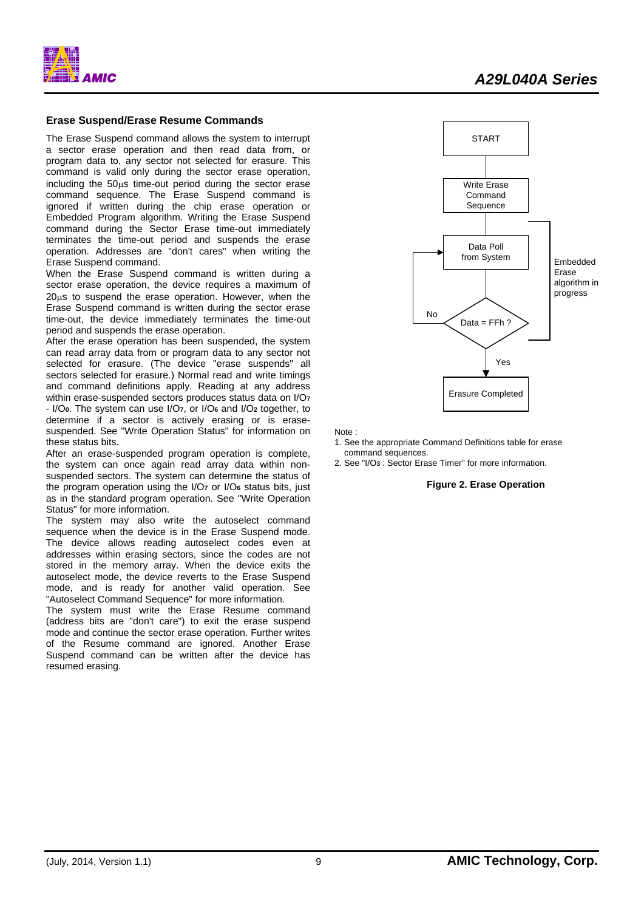### Erase Suspend/Erase Resume Commands

The Erase Suspend command allows the system to interrupt a sector erase operation and then read data from, or program data to, any sector not selected for erasure. This command is valid only during the sector erase operation, including the 50μs time-out period during the sector erase command sequence. The Erase Suspend command is ignored if written during the chip erase operation or Embedded Program algorithm. Writing the Erase Suspend command during the Sector Erase time-out immediately terminates the time-out period and suspends the erase operation. Addresses are "don't cares" when writing the Erase Suspend command.

When the Erase Suspend command is written during a sector erase operation, the device requires a maximum of 20μs to suspend the erase operation. However, when the Erase Suspend command is written during the sector erase time-out, the device immediately terminates the time-out period and suspends the erase operation.

After the erase operation has been suspended, the system can read array data from or program data to any sector not selected for erasure. (The device "erase suspends" all sectors selected for erasure.) Normal read and write timings and command definitions apply. Reading at any address within erase-suspended sectors produces status data on $I/O_7$ - $I/O_0$. The system can use $I/O_7$, or $I/O_6$ and $I/O_2$ together, to determine if a sector is actively erasing or is erase-suspended. See "Write Operation Status" for information on these status bits.

After an erase-suspended program operation is complete, the system can once again read array data within non-suspended sectors. The system can determine the status of the program operation using the $I/O_7$ or $I/O_6$ status bits, just as in the standard program operation. See "Write Operation Status" for more information.

The system may also write the autoselect command sequence when the device is in the Erase Suspend mode. The device allows reading autoselect codes even at addresses within erasing sectors, since the codes are not stored in the memory array. When the device exits the autoselect mode, the device reverts to the Erase Suspend mode, and is ready for another valid operation. See "Autoselect Command Sequence" for more information.

The system must write the Erase Resume command (address bits are "don't care") to exit the erase suspend mode and continue the sector erase operation. Further writes of the Resume command are ignored. Another Erase Suspend command can be written after the device has resumed erasing.

START → Write Erase Command Sequence → Data Poll from System → Data = FFh ? (No: back to Data Poll from System; Yes: Erasure Completed)

Embedded Erase algorithm in progress

Note :
1. See the appropriate Command Definitions table for erase command sequences.
2. See "$I/O_3$ : Sector Erase Timer" for more information.

**Figure 2. Erase Operation**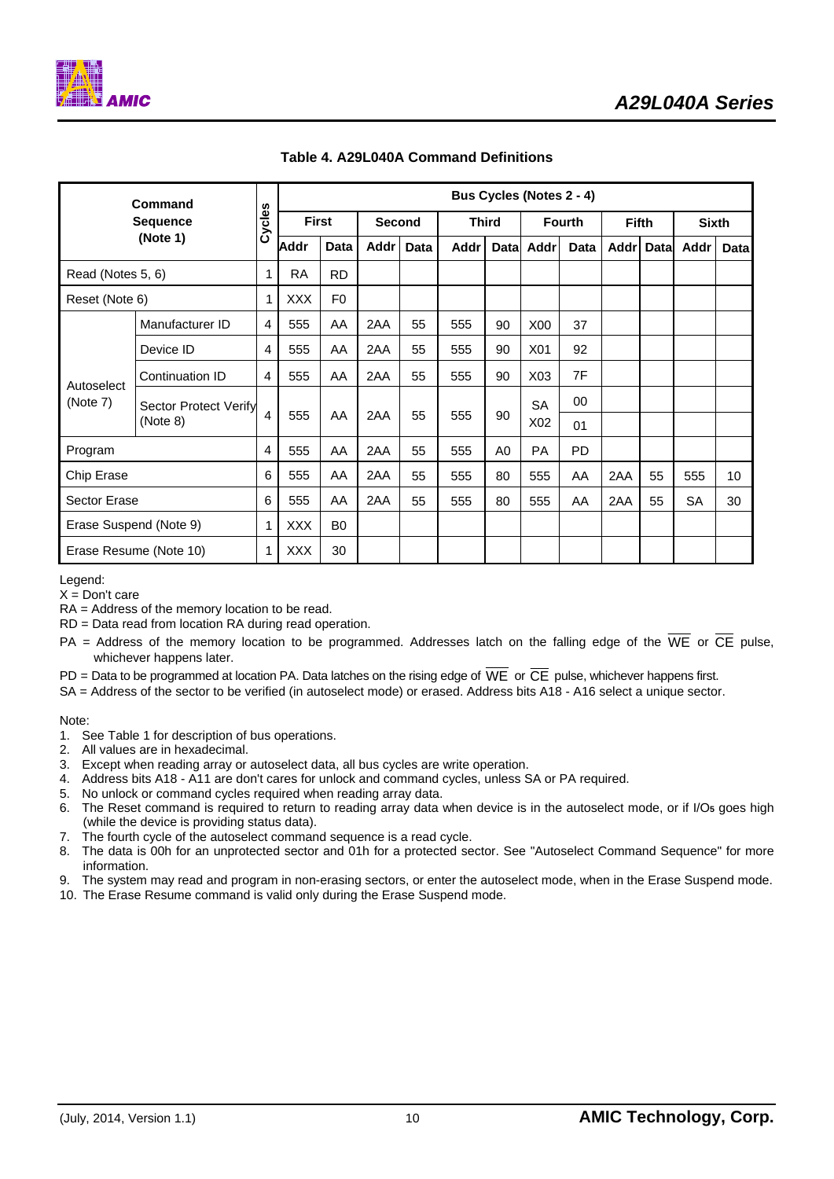**Table 4. A29L040A Command Definitions**

| Command Sequence (Note 1) | | Cycles | Bus Cycles (Notes 2 - 4) | | | | | | | | | | | |
|---|---|---|---|---|---|---|---|---|---|---|---|---|---|---|
| | | | First | | Second | | Third | | Fourth | | Fifth | | Sixth | |
| | | | Addr | Data | Addr | Data | Addr | Data | Addr | Data | Addr | Data | Addr | Data |
| Read (Notes 5, 6) | | 1 | RA | RD | | | | | | | | | | |
| Reset (Note 6) | | 1 | XXX | F0 | | | | | | | | | | |
| Autoselect (Note 7) | Manufacturer ID | 4 | 555 | AA | 2AA | 55 | 555 | 90 | X00 | 37 | | | | |
| | Device ID | 4 | 555 | AA | 2AA | 55 | 555 | 90 | X01 | 92 | | | | |
| | Continuation ID | 4 | 555 | AA | 2AA | 55 | 555 | 90 | X03 | 7F | | | | |
| | Sector Protect Verify (Note 8) | 4 | 555 | AA | 2AA | 55 | 555 | 90 | SA X02 | 00 | | | | |
| | | | | | | | | | | 01 | | | | |
| Program | | 4 | 555 | AA | 2AA | 55 | 555 | A0 | PA | PD | | | | |
| Chip Erase | | 6 | 555 | AA | 2AA | 55 | 555 | 80 | 555 | AA | 2AA | 55 | 555 | 10 |
| Sector Erase | | 6 | 555 | AA | 2AA | 55 | 555 | 80 | 555 | AA | 2AA | 55 | SA | 30 |
| Erase Suspend (Note 9) | | 1 | XXX | B0 | | | | | | | | | | |
| Erase Resume (Note 10) | | 1 | XXX | 30 | | | | | | | | | | |

Legend:

X = Don't care

RA = Address of the memory location to be read.

RD = Data read from location RA during read operation.

PA = Address of the memory location to be programmed. Addresses latch on the falling edge of the $\overline{WE}$ or $\overline{CE}$ pulse, whichever happens later.

PD = Data to be programmed at location PA. Data latches on the rising edge of $\overline{WE}$ or $\overline{CE}$ pulse, whichever happens first.

SA = Address of the sector to be verified (in autoselect mode) or erased. Address bits A18 - A16 select a unique sector.

Note:

1. See Table 1 for description of bus operations.
2. All values are in hexadecimal.
3. Except when reading array or autoselect data, all bus cycles are write operation.
4. Address bits A18 - A11 are don't cares for unlock and command cycles, unless SA or PA required.
5. No unlock or command cycles required when reading array data.
6. The Reset command is required to return to reading array data when device is in the autoselect mode, or if $I/O_5$ goes high (while the device is providing status data).
7. The fourth cycle of the autoselect command sequence is a read cycle.
8. The data is 00h for an unprotected sector and 01h for a protected sector. See "Autoselect Command Sequence" for more information.
9. The system may read and program in non-erasing sectors, or enter the autoselect mode, when in the Erase Suspend mode.
10. The Erase Resume command is valid only during the Erase Suspend mode.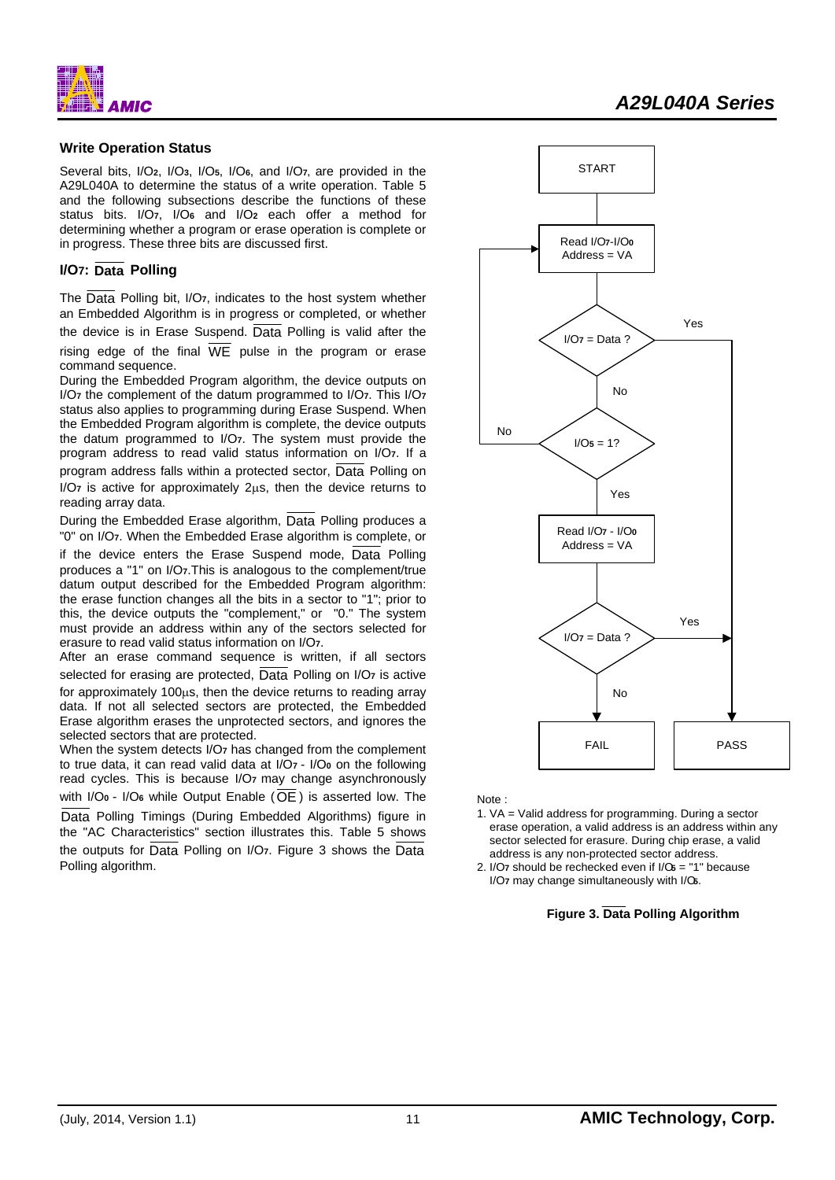## Write Operation Status

Several bits, $I/O_2$, $I/O_3$, $I/O_5$, $I/O_6$, and $I/O_7$, are provided in the A29L040A to determine the status of a write operation. Table 5 and the following subsections describe the functions of these status bits. $I/O_7$, $I/O_6$ and $I/O_2$ each offer a method for determining whether a program or erase operation is complete or in progress. These three bits are discussed first.

### $I/O_7$: $\overline{\text{Data}}$ Polling

The $\overline{\text{Data}}$ Polling bit, $I/O_7$, indicates to the host system whether an Embedded Algorithm is in progress or completed, or whether the device is in Erase Suspend. $\overline{\text{Data}}$ Polling is valid after the rising edge of the final $\overline{\text{WE}}$ pulse in the program or erase command sequence.

During the Embedded Program algorithm, the device outputs on $I/O_7$ the complement of the datum programmed to $I/O_7$. This $I/O_7$ status also applies to programming during Erase Suspend. When the Embedded Program algorithm is complete, the device outputs the datum programmed to $I/O_7$. The system must provide the program address to read valid status information on $I/O_7$. If a program address falls within a protected sector, $\overline{\text{Data}}$ Polling on $I/O_7$ is active for approximately 2μs, then the device returns to reading array data.

During the Embedded Erase algorithm, $\overline{\text{Data}}$ Polling produces a "0" on $I/O_7$. When the Embedded Erase algorithm is complete, or if the device enters the Erase Suspend mode, $\overline{\text{Data}}$ Polling produces a "1" on $I/O_7$. This is analogous to the complement/true datum output described for the Embedded Program algorithm: the erase function changes all the bits in a sector to "1"; prior to this, the device outputs the "complement," or "0." The system must provide an address within any of the sectors selected for erasure to read valid status information on $I/O_7$.

After an erase command sequence is written, if all sectors selected for erasing are protected, $\overline{\text{Data}}$ Polling on $I/O_7$ is active for approximately 100μs, then the device returns to reading array data. If not all selected sectors are protected, the Embedded Erase algorithm erases the unprotected sectors, and ignores the selected sectors that are protected.

When the system detects $I/O_7$ has changed from the complement to true data, it can read valid data at $I/O_7$ - $I/O_0$ on the following read cycles. This is because $I/O_7$ may change asynchronously with $I/O_0$ - $I/O_6$ while Output Enable ($\overline{\text{OE}}$) is asserted low. The $\overline{\text{Data}}$ Polling Timings (During Embedded Algorithms) figure in the "AC Characteristics" section illustrates this. Table 5 shows the outputs for $\overline{\text{Data}}$ Polling on $I/O_7$. Figure 3 shows the $\overline{\text{Data}}$ Polling algorithm.

```
START
  |
Read I/O7-I/O0, Address = VA  <-----------+
  |                                        |
I/O7 = Data ? --Yes--> PASS                |
  | No                                     |
I/O5 = 1? --No-----------------------------+
  | Yes
Read I/O7 - I/O0, Address = VA
  |
I/O7 = Data ? --Yes--> PASS
  | No
FAIL
```

Note :
1. VA = Valid address for programming. During a sector erase operation, a valid address is an address within any sector selected for erasure. During chip erase, a valid address is any non-protected sector address.
2. $I/O_7$ should be rechecked even if $I/O_5$ = "1" because $I/O_7$ may change simultaneously with $I/O_5$.

**Figure 3. $\overline{\text{Data}}$ Polling Algorithm**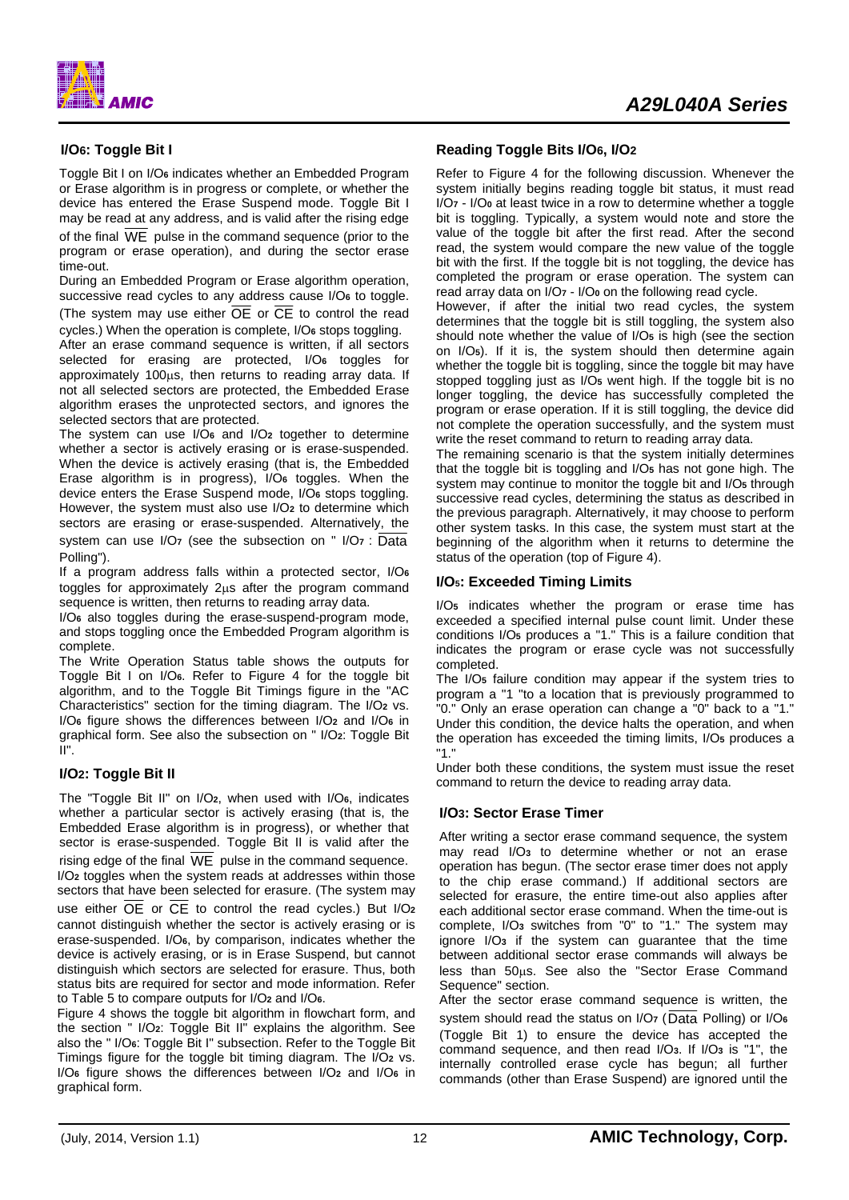## $I/O_6$: Toggle Bit I

Toggle Bit I on $I/O_6$ indicates whether an Embedded Program or Erase algorithm is in progress or complete, or whether the device has entered the Erase Suspend mode. Toggle Bit I may be read at any address, and is valid after the rising edge of the final $\overline{WE}$ pulse in the command sequence (prior to the program or erase operation), and during the sector erase time-out.

During an Embedded Program or Erase algorithm operation, successive read cycles to any address cause $I/O_6$ to toggle. (The system may use either $\overline{OE}$ or $\overline{CE}$ to control the read cycles.) When the operation is complete, $I/O_6$ stops toggling.

After an erase command sequence is written, if all sectors selected for erasing are protected, $I/O_6$ toggles for approximately 100µs, then returns to reading array data. If not all selected sectors are protected, the Embedded Erase algorithm erases the unprotected sectors, and ignores the selected sectors that are protected.

The system can use $I/O_6$ and $I/O_2$ together to determine whether a sector is actively erasing or is erase-suspended. When the device is actively erasing (that is, the Embedded Erase algorithm is in progress), $I/O_6$ toggles. When the device enters the Erase Suspend mode, $I/O_6$ stops toggling. However, the system must also use $I/O_2$ to determine which sectors are erasing or erase-suspended. Alternatively, the system can use $I/O_7$ (see the subsection on " $I/O_7$ : $\overline{Data}$ Polling").

If a program address falls within a protected sector, $I/O_6$ toggles for approximately 2µs after the program command sequence is written, then returns to reading array data.

$I/O_6$ also toggles during the erase-suspend-program mode, and stops toggling once the Embedded Program algorithm is complete.

The Write Operation Status table shows the outputs for Toggle Bit I on $I/O_6$. Refer to Figure 4 for the toggle bit algorithm, and to the Toggle Bit Timings figure in the "AC Characteristics" section for the timing diagram. The $I/O_2$ vs. $I/O_6$ figure shows the differences between $I/O_2$ and $I/O_6$ in graphical form. See also the subsection on " $I/O_2$: Toggle Bit II".

## $I/O_2$: Toggle Bit II

The "Toggle Bit II" on $I/O_2$, when used with $I/O_6$, indicates whether a particular sector is actively erasing (that is, the Embedded Erase algorithm is in progress), or whether that sector is erase-suspended. Toggle Bit II is valid after the rising edge of the final $\overline{WE}$ pulse in the command sequence.

$I/O_2$ toggles when the system reads at addresses within those sectors that have been selected for erasure. (The system may use either $\overline{OE}$ or $\overline{CE}$ to control the read cycles.) But $I/O_2$ cannot distinguish whether the sector is actively erasing or is erase-suspended. $I/O_6$, by comparison, indicates whether the device is actively erasing, or is in Erase Suspend, but cannot distinguish which sectors are selected for erasure. Thus, both status bits are required for sector and mode information. Refer to Table 5 to compare outputs for $I/O_2$ and $I/O_6$.

Figure 4 shows the toggle bit algorithm in flowchart form, and the section " $I/O_2$: Toggle Bit II" explains the algorithm. See also the " $I/O_6$: Toggle Bit I" subsection. Refer to the Toggle Bit Timings figure for the toggle bit timing diagram. The $I/O_2$ vs. $I/O_6$ figure shows the differences between $I/O_2$ and $I/O_6$ in graphical form.

## Reading Toggle Bits $I/O_6$, $I/O_2$

Refer to Figure 4 for the following discussion. Whenever the system initially begins reading toggle bit status, it must read $I/O_7$ - $I/O_0$ at least twice in a row to determine whether a toggle bit is toggling. Typically, a system would note and store the value of the toggle bit after the first read. After the second read, the system would compare the new value of the toggle bit with the first. If the toggle bit is not toggling, the device has completed the program or erase operation. The system can read array data on $I/O_7$ - $I/O_0$ on the following read cycle.

However, if after the initial two read cycles, the system determines that the toggle bit is still toggling, the system also should note whether the value of $I/O_5$ is high (see the section on $I/O_5$). If it is, the system should then determine again whether the toggle bit is toggling, since the toggle bit may have stopped toggling just as $I/O_5$ went high. If the toggle bit is no longer toggling, the device has successfully completed the program or erase operation. If it is still toggling, the device did not complete the operation successfully, and the system must write the reset command to return to reading array data.

The remaining scenario is that the system initially determines that the toggle bit is toggling and $I/O_5$ has not gone high. The system may continue to monitor the toggle bit and $I/O_5$ through successive read cycles, determining the status as described in the previous paragraph. Alternatively, it may choose to perform other system tasks. In this case, the system must start at the beginning of the algorithm when it returns to determine the status of the operation (top of Figure 4).

## $I/O_5$: Exceeded Timing Limits

$I/O_5$ indicates whether the program or erase time has exceeded a specified internal pulse count limit. Under these conditions $I/O_5$ produces a "1." This is a failure condition that indicates the program or erase cycle was not successfully completed.

The $I/O_5$ failure condition may appear if the system tries to program a "1 "to a location that is previously programmed to "0." Only an erase operation can change a "0" back to a "1." Under this condition, the device halts the operation, and when the operation has exceeded the timing limits, $I/O_5$ produces a "1."

Under both these conditions, the system must issue the reset command to return the device to reading array data.

## $I/O_3$: Sector Erase Timer

After writing a sector erase command sequence, the system may read $I/O_3$ to determine whether or not an erase operation has begun. (The sector erase timer does not apply to the chip erase command.) If additional sectors are selected for erasure, the entire time-out also applies after each additional sector erase command. When the time-out is complete, $I/O_3$ switches from "0" to "1." The system may ignore $I/O_3$ if the system can guarantee that the time between additional sector erase commands will always be less than 50µs. See also the "Sector Erase Command Sequence" section.

After the sector erase command sequence is written, the system should read the status on $I/O_7$ ($\overline{Data}$ Polling) or $I/O_6$ (Toggle Bit 1) to ensure the device has accepted the command sequence, and then read $I/O_3$. If $I/O_3$ is "1", the internally controlled erase cycle has begun; all further commands (other than Erase Suspend) are ignored until the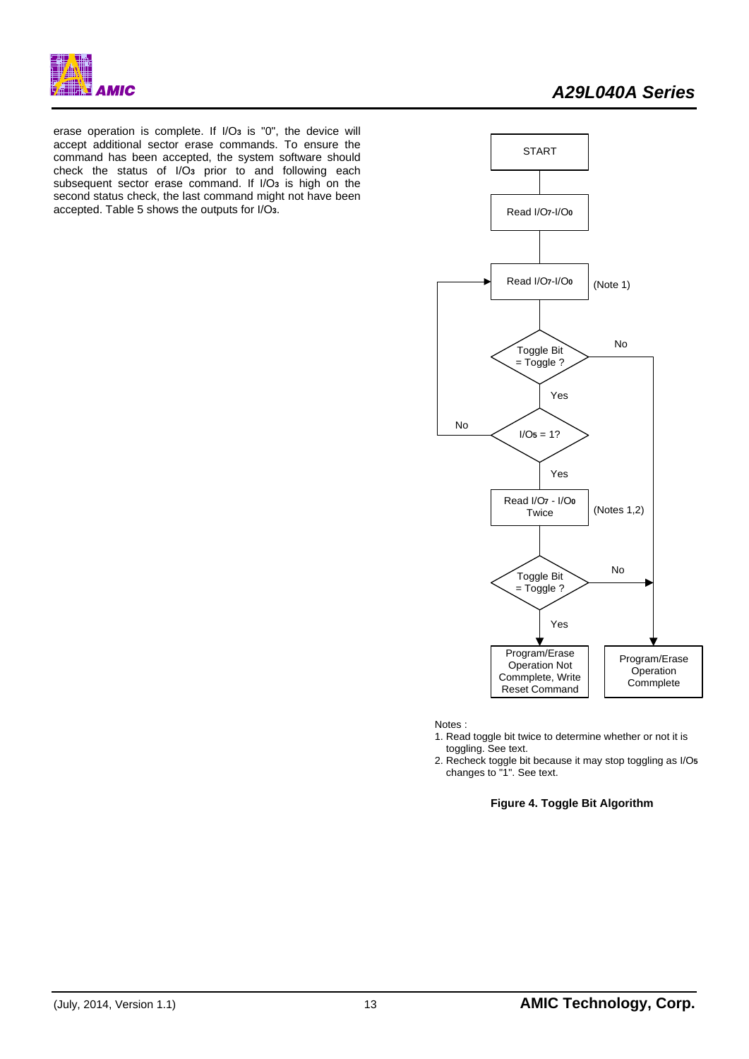erase operation is complete. If I/$O_3$ is "0", the device will accept additional sector erase commands. To ensure the command has been accepted, the system software should check the status of I/$O_3$ prior to and following each subsequent sector erase command. If I/$O_3$ is high on the second status check, the last command might not have been accepted. Table 5 shows the outputs for I/$O_3$.

START

Read I/$O_7$-I/$O_0$

Read I/$O_7$-I/$O_0$ (Note 1)

Toggle Bit = Toggle ? — No → Program/Erase Operation Commplete; Yes ↓

I/$O_5$ = 1? — No → back to Read I/$O_7$-I/$O_0$ (Note 1); Yes ↓

Read I/$O_7$ - I/$O_0$ Twice (Notes 1,2)

Toggle Bit = Toggle ? — No → Program/Erase Operation Commplete; Yes ↓

Program/Erase Operation Not Commplete, Write Reset Command

Notes :

1. Read toggle bit twice to determine whether or not it is toggling. See text.
2. Recheck toggle bit because it may stop toggling as I/$O_5$ changes to "1". See text.

**Figure 4. Toggle Bit Algorithm**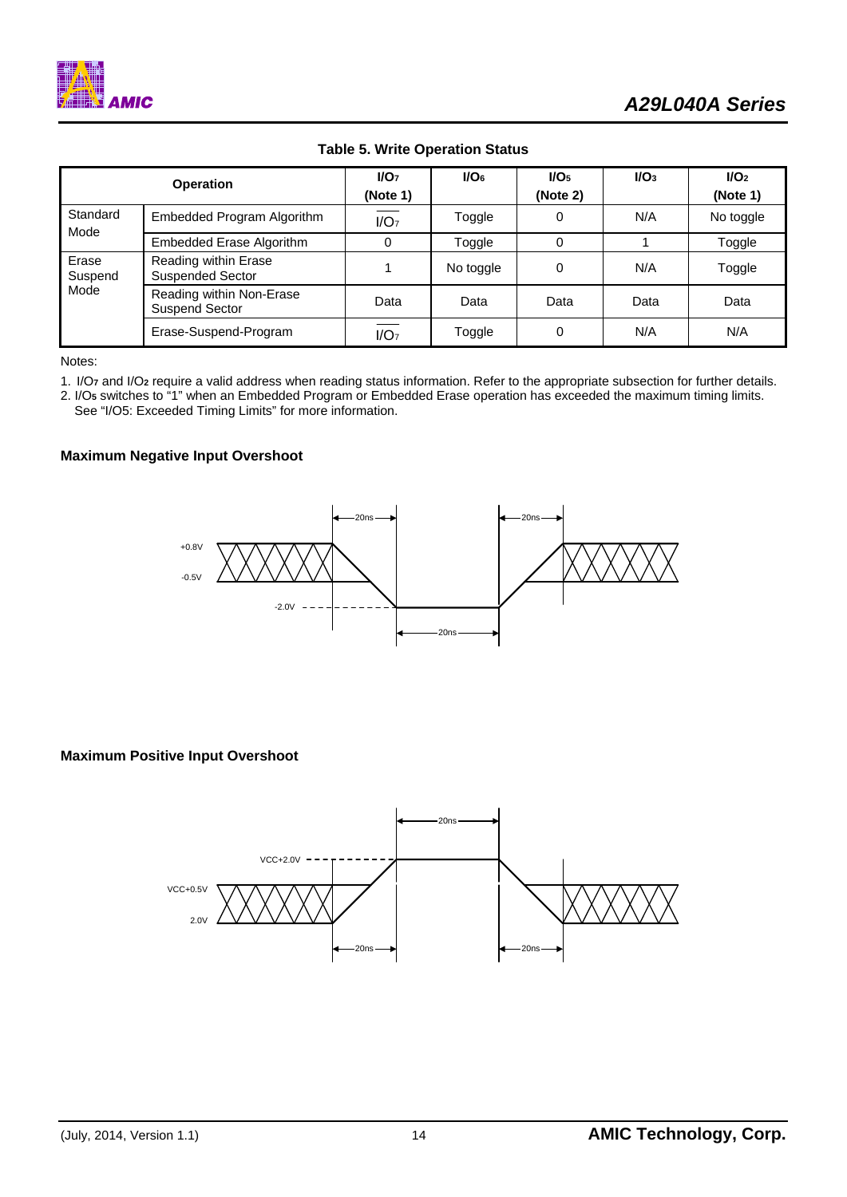**Table 5. Write Operation Status**

| Operation | | $I/O_7$ (Note 1) | $I/O_6$ | $I/O_5$ (Note 2) | $I/O_3$ | $I/O_2$ (Note 1) |
|---|---|---|---|---|---|---|
| Standard Mode | Embedded Program Algorithm | $\overline{I/O_7}$ | Toggle | 0 | N/A | No toggle |
| | Embedded Erase Algorithm | 0 | Toggle | 0 | 1 | Toggle |
| Erase Suspend Mode | Reading within Erase Suspended Sector | 1 | No toggle | 0 | N/A | Toggle |
| | Reading within Non-Erase Suspend Sector | Data | Data | Data | Data | Data |
| | Erase-Suspend-Program | $\overline{I/O_7}$ | Toggle | 0 | N/A | N/A |

Notes:

1. $I/O_7$ and $I/O_2$ require a valid address when reading status information. Refer to the appropriate subsection for further details.
2. $I/O_5$ switches to "1" when an Embedded Program or Embedded Erase operation has exceeded the maximum timing limits. See "I/O5: Exceeded Timing Limits" for more information.

**Maximum Negative Input Overshoot**

**Maximum Positive Input Overshoot**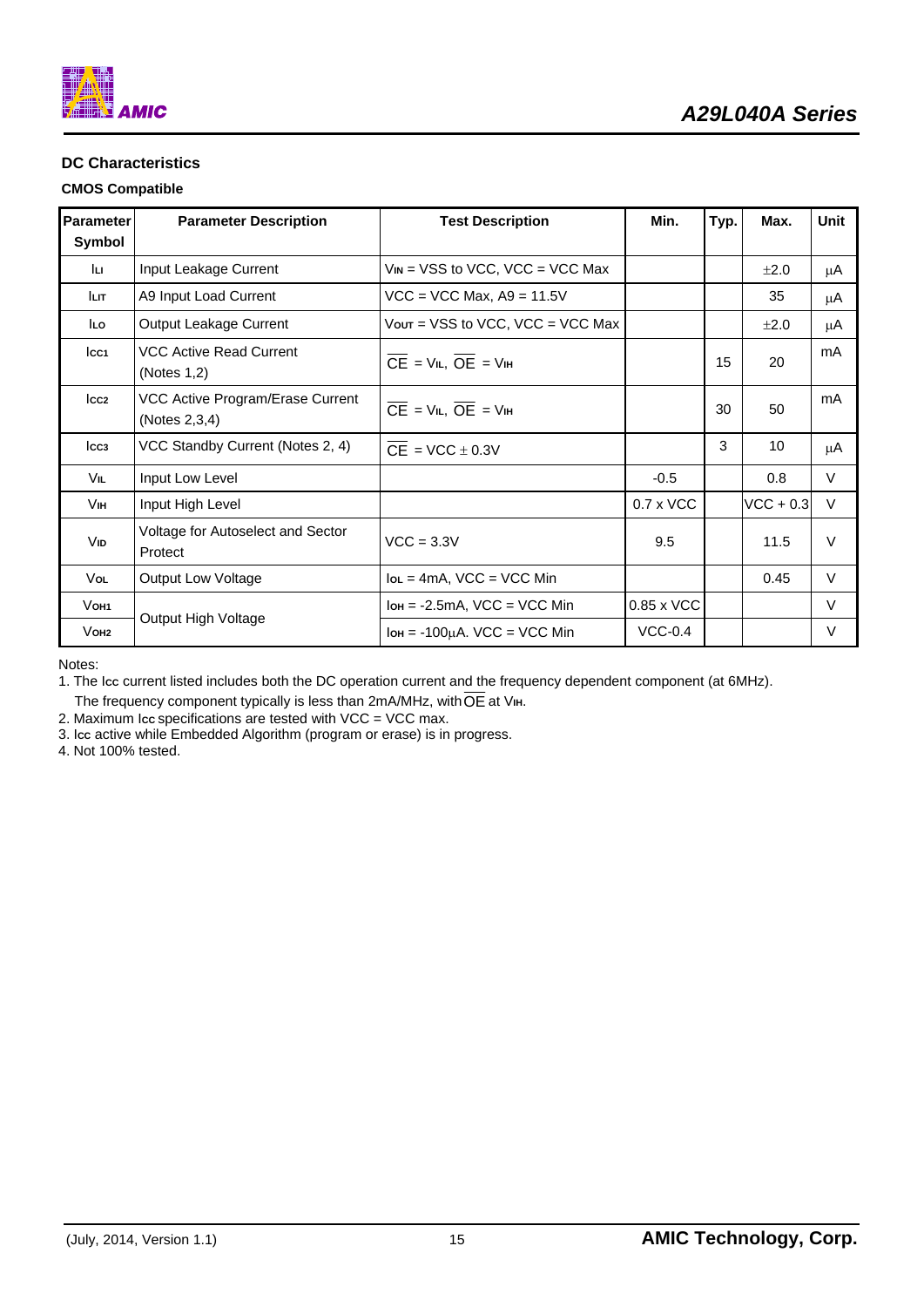## DC Characteristics

### CMOS Compatible

| Parameter Symbol | Parameter Description | Test Description | Min. | Typ. | Max. | Unit |
|---|---|---|---|---|---|---|
| $I_{LI}$ | Input Leakage Current | $V_{IN}$ = VSS to VCC, VCC = VCC Max | | | ±2.0 | μA |
| $I_{LIT}$ | A9 Input Load Current | VCC = VCC Max, A9 = 11.5V | | | 35 | μA |
| $I_{LO}$ | Output Leakage Current | $V_{OUT}$ = VSS to VCC, VCC = VCC Max | | | ±2.0 | μA |
| $I_{CC1}$ | VCC Active Read Current (Notes 1,2) | $\overline{CE}$ = $V_{IL}$, $\overline{OE}$ = $V_{IH}$ | | 15 | 20 | mA |
| $I_{CC2}$ | VCC Active Program/Erase Current (Notes 2,3,4) | $\overline{CE}$ = $V_{IL}$, $\overline{OE}$ = $V_{IH}$ | | 30 | 50 | mA |
| $I_{CC3}$ | VCC Standby Current (Notes 2, 4) | $\overline{CE}$ = VCC ± 0.3V | | 3 | 10 | μA |
| $V_{IL}$ | Input Low Level | | -0.5 | | 0.8 | V |
| $V_{IH}$ | Input High Level | | 0.7 x VCC | | VCC + 0.3 | V |
| $V_{ID}$ | Voltage for Autoselect and Sector Protect | VCC = 3.3V | 9.5 | | 11.5 | V |
| $V_{OL}$ | Output Low Voltage | $I_{OL}$ = 4mA, VCC = VCC Min | | | 0.45 | V |
| $V_{OH1}$ | Output High Voltage | $I_{OH}$ = -2.5mA, VCC = VCC Min | 0.85 x VCC | | | V |
| $V_{OH2}$ | Output High Voltage | $I_{OH}$ = -100μA. VCC = VCC Min | VCC-0.4 | | | V |

Notes:

1. The $I_{CC}$ current listed includes both the DC operation current and the frequency dependent component (at 6MHz). The frequency component typically is less than 2mA/MHz, with $\overline{OE}$ at $V_{IH}$.
2. Maximum $I_{CC}$ specifications are tested with VCC = VCC max.
3. $I_{CC}$ active while Embedded Algorithm (program or erase) is in progress.
4. Not 100% tested.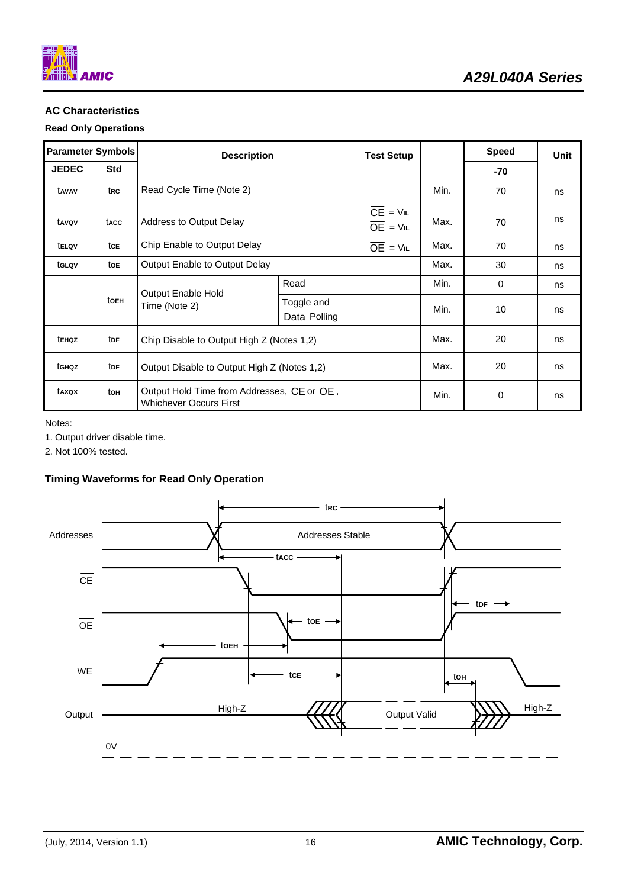## AC Characteristics

### Read Only Operations

| Parameter Symbols | | Description | | Test Setup | | Speed | Unit |
|---|---|---|---|---|---|---|---|
| JEDEC | Std | | | | | -70 | |
| $t_{AVAV}$ | $t_{RC}$ | Read Cycle Time (Note 2) | | | Min. | 70 | ns |
| $t_{AVQV}$ | $t_{ACC}$ | Address to Output Delay | | $\overline{CE}$ = $V_{IL}$ $\overline{OE}$ = $V_{IL}$ | Max. | 70 | ns |
| $t_{ELQV}$ | $t_{CE}$ | Chip Enable to Output Delay | | $\overline{OE}$ = $V_{IL}$ | Max. | 70 | ns |
| $t_{GLQV}$ | $t_{OE}$ | Output Enable to Output Delay | | | Max. | 30 | ns |
| | $t_{OEH}$ | Output Enable Hold Time (Note 2) | Read | | Min. | 0 | ns |
| | | | Toggle and $\overline{Data}$ Polling | | Min. | 10 | ns |
| $t_{EHQZ}$ | $t_{DF}$ | Chip Disable to Output High Z (Notes 1,2) | | | Max. | 20 | ns |
| $t_{GHQZ}$ | $t_{DF}$ | Output Disable to Output High Z (Notes 1,2) | | | Max. | 20 | ns |
| $t_{AXQX}$ | $t_{OH}$ | Output Hold Time from Addresses, $\overline{CE}$ or $\overline{OE}$, Whichever Occurs First | | | Min. | 0 | ns |

Notes:

1. Output driver disable time.
2. Not 100% tested.

### Timing Waveforms for Read Only Operation

Addresses, $\overline{CE}$, $\overline{OE}$, $\overline{WE}$, Output, 0V; Addresses Stable; $t_{RC}$, $t_{ACC}$, $t_{OE}$, $t_{OEH}$, $t_{CE}$, $t_{DF}$, $t_{OH}$; High-Z, Output Valid, High-Z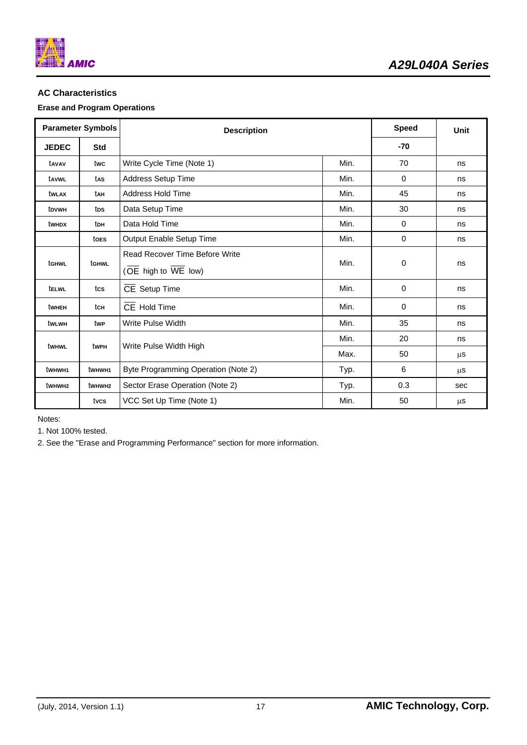## AC Characteristics

### Erase and Program Operations

| Parameter Symbols | | Description | | Speed | Unit |
|---|---|---|---|---|---|
| JEDEC | Std | | | -70 | |
| $t_{AVAV}$ | $t_{WC}$ | Write Cycle Time (Note 1) | Min. | 70 | ns |
| $t_{AVWL}$ | $t_{AS}$ | Address Setup Time | Min. | 0 | ns |
| $t_{WLAX}$ | $t_{AH}$ | Address Hold Time | Min. | 45 | ns |
| $t_{DVWH}$ | $t_{DS}$ | Data Setup Time | Min. | 30 | ns |
| $t_{WHDX}$ | $t_{DH}$ | Data Hold Time | Min. | 0 | ns |
| | $t_{OES}$ | Output Enable Setup Time | Min. | 0 | ns |
| $t_{GHWL}$ | $t_{GHWL}$ | Read Recover Time Before Write ($\overline{OE}$ high to $\overline{WE}$ low) | Min. | 0 | ns |
| $t_{ELWL}$ | $t_{CS}$ | $\overline{CE}$ Setup Time | Min. | 0 | ns |
| $t_{WHEH}$ | $t_{CH}$ | $\overline{CE}$ Hold Time | Min. | 0 | ns |
| $t_{WLWH}$ | $t_{WP}$ | Write Pulse Width | Min. | 35 | ns |
| $t_{WHWL}$ | $t_{WPH}$ | Write Pulse Width High | Min. | 20 | ns |
| | | | Max. | 50 | μs |
| $t_{WHWH1}$ | $t_{WHWH1}$ | Byte Programming Operation (Note 2) | Typ. | 6 | μs |
| $t_{WHWH2}$ | $t_{WHWH2}$ | Sector Erase Operation (Note 2) | Typ. | 0.3 | sec |
| | $t_{VCS}$ | VCC Set Up Time (Note 1) | Min. | 50 | μs |

Notes:

1. Not 100% tested.
2. See the "Erase and Programming Performance" section for more information.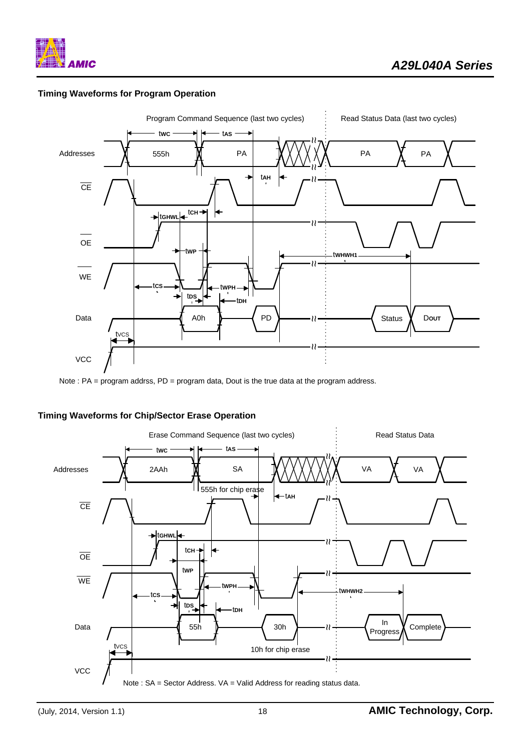### Timing Waveforms for Program Operation

Program Command Sequence (last two cycles) | Read Status Data (last two cycles)

Addresses: 555h, PA, PA, PA

$\overline{CE}$

$\overline{OE}$

$\overline{WE}$

Data: A0h, PD, Status, DOUT

VCC

tWC, tAS, tAH, tGHWL, tCH, tWP, tWHWH1, tCS, tWPH, tDS, tDH, tVCS

Note : PA = program addrss, PD = program data, Dout is the true data at the program address.

### Timing Waveforms for Chip/Sector Erase Operation

Erase Command Sequence (last two cycles) | Read Status Data

Addresses: 2AAh, SA, VA, VA

555h for chip erase

$\overline{CE}$

$\overline{OE}$

$\overline{WE}$

Data: 55h, 30h, In Progress, Complete

10h for chip erase

VCC

tWC, tAS, tAH, tGHWL, tCH, tWP, tWPH, tWHWH2, tCS, tDS, tDH, tVCS

Note : SA = Sector Address. VA = Valid Address for reading status data.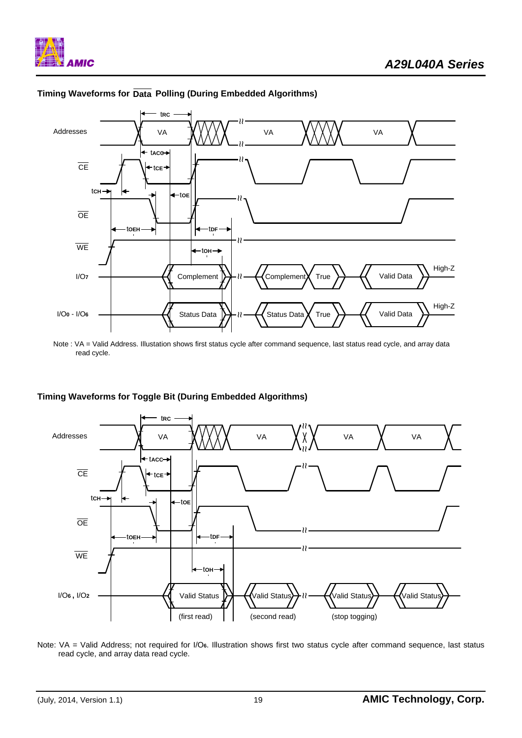### Timing Waveforms for $\overline{\text{Data}}$ Polling (During Embedded Algorithms)

Note : VA = Valid Address. Illustration shows first status cycle after command sequence, last status read cycle, and array data read cycle.

### Timing Waveforms for Toggle Bit (During Embedded Algorithms)

Note: VA = Valid Address; not required for $I/O_6$. Illustration shows first two status cycle after command sequence, last status read cycle, and array data read cycle.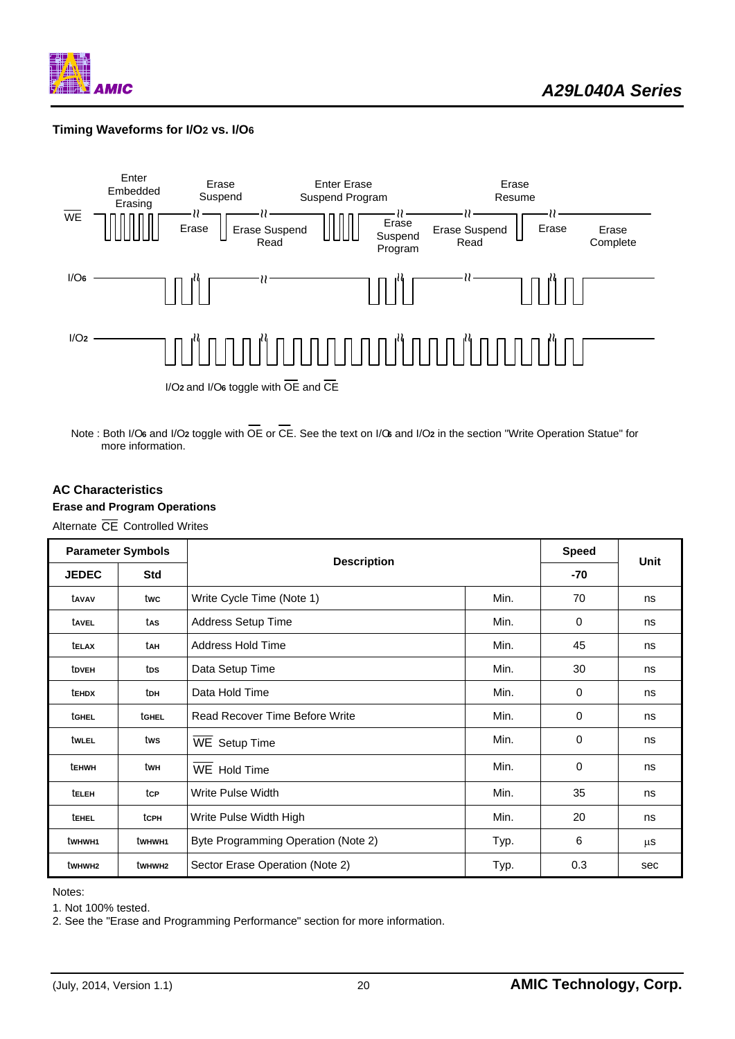### Timing Waveforms for I/O2 vs. I/O6

Enter Embedded Erasing | Erase Suspend | Enter Erase Suspend Program | Erase Resume

$\overline{WE}$ | Erase | Erase Suspend Read | Erase Suspend Program | Erase Suspend Read | Erase | Erase Complete

I/O6

I/O2

I/O2 and I/O6 toggle with $\overline{OE}$ and $\overline{CE}$

Note : Both I/O6 and I/O2 toggle with $\overline{OE}$ or $\overline{CE}$. See the text on I/O6 and I/O2 in the section "Write Operation Statue" for more information.

### AC Characteristics

#### Erase and Program Operations

Alternate $\overline{CE}$ Controlled Writes

| Parameter Symbols | | Description | | Speed | Unit |
|---|---|---|---|---|---|
| JEDEC | Std | | | -70 | |
| $t_{AVAV}$ | $t_{WC}$ | Write Cycle Time (Note 1) | Min. | 70 | ns |
| $t_{AVEL}$ | $t_{AS}$ | Address Setup Time | Min. | 0 | ns |
| $t_{ELAX}$ | $t_{AH}$ | Address Hold Time | Min. | 45 | ns |
| $t_{DVEH}$ | $t_{DS}$ | Data Setup Time | Min. | 30 | ns |
| $t_{EHDX}$ | $t_{DH}$ | Data Hold Time | Min. | 0 | ns |
| $t_{GHEL}$ | $t_{GHEL}$ | Read Recover Time Before Write | Min. | 0 | ns |
| $t_{WLEL}$ | $t_{WS}$ | $\overline{WE}$ Setup Time | Min. | 0 | ns |
| $t_{EHWH}$ | $t_{WH}$ | $\overline{WE}$ Hold Time | Min. | 0 | ns |
| $t_{ELEH}$ | $t_{CP}$ | Write Pulse Width | Min. | 35 | ns |
| $t_{EHEL}$ | $t_{CPH}$ | Write Pulse Width High | Min. | 20 | ns |
| $t_{WHWH1}$ | $t_{WHWH1}$ | Byte Programming Operation (Note 2) | Typ. | 6 | µs |
| $t_{WHWH2}$ | $t_{WHWH2}$ | Sector Erase Operation (Note 2) | Typ. | 0.3 | sec |

Notes:

1. Not 100% tested.
2. See the "Erase and Programming Performance" section for more information.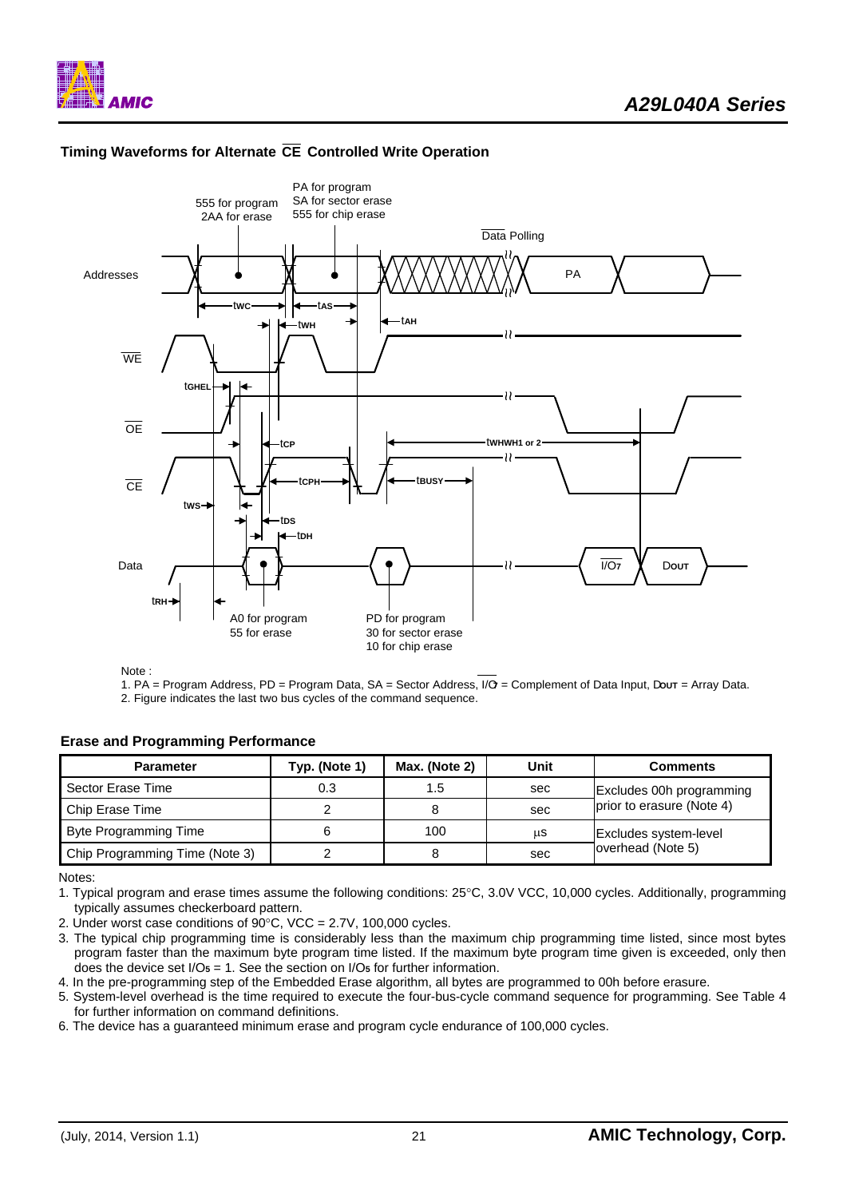### Timing Waveforms for Alternate $\overline{CE}$ Controlled Write Operation

555 for program
2AA for erase

PA for program
SA for sector erase
555 for chip erase

$\overline{\text{Data}}$ Polling

Addresses

PA

$t_{WC}$ $t_{AS}$ $t_{WH}$ $t_{AH}$

$\overline{WE}$

$t_{GHEL}$

$\overline{OE}$

$t_{CP}$ $t_{WHWH1\ or\ 2}$

$\overline{CE}$

$t_{CPH}$ $t_{BUSY}$

$t_{WS}$

$t_{DS}$ $t_{DH}$

Data

$\overline{I/O_7}$ DOUT

$t_{RH}$

A0 for program
55 for erase

PD for program
30 for sector erase
10 for chip erase

Note :

1. PA = Program Address, PD = Program Data, SA = Sector Address, $\overline{I/O_7}$ = Complement of Data Input, DOUT = Array Data.
2. Figure indicates the last two bus cycles of the command sequence.

### Erase and Programming Performance

| Parameter | Typ. (Note 1) | Max. (Note 2) | Unit | Comments |
|---|---|---|---|---|
| Sector Erase Time | 0.3 | 1.5 | sec | Excludes 00h programming prior to erasure (Note 4) |
| Chip Erase Time | 2 | 8 | sec | |
| Byte Programming Time | 6 | 100 | µs | Excludes system-level overhead (Note 5) |
| Chip Programming Time (Note 3) | 2 | 8 | sec | |

Notes:

1. Typical program and erase times assume the following conditions: 25°C, 3.0V VCC, 10,000 cycles. Additionally, programming typically assumes checkerboard pattern.
2. Under worst case conditions of 90°C, VCC = 2.7V, 100,000 cycles.
3. The typical chip programming time is considerably less than the maximum chip programming time listed, since most bytes program faster than the maximum byte program time listed. If the maximum byte program time given is exceeded, only then does the device set $I/O_5$ = 1. See the section on $I/O_5$ for further information.
4. In the pre-programming step of the Embedded Erase algorithm, all bytes are programmed to 00h before erasure.
5. System-level overhead is the time required to execute the four-bus-cycle command sequence for programming. See Table 4 for further information on command definitions.
6. The device has a guaranteed minimum erase and program cycle endurance of 100,000 cycles.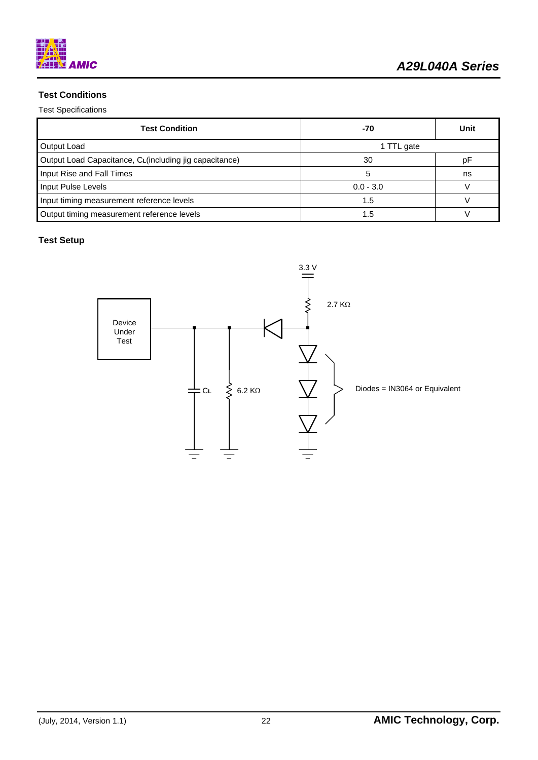## Test Conditions

Test Specifications

| Test Condition | -70 | Unit |
|---|---|---|
| Output Load | 1 TTL gate | |
| Output Load Capacitance, $C_L$(including jig capacitance) | 30 | pF |
| Input Rise and Fall Times | 5 | ns |
| Input Pulse Levels | 0.0 - 3.0 | V |
| Input timing measurement reference levels | 1.5 | V |
| Output timing measurement reference levels | 1.5 | V |

## Test Setup

3.3 V

2.7 KΩ

Device Under Test

$C_L$

6.2 KΩ

Diodes = IN3064 or Equivalent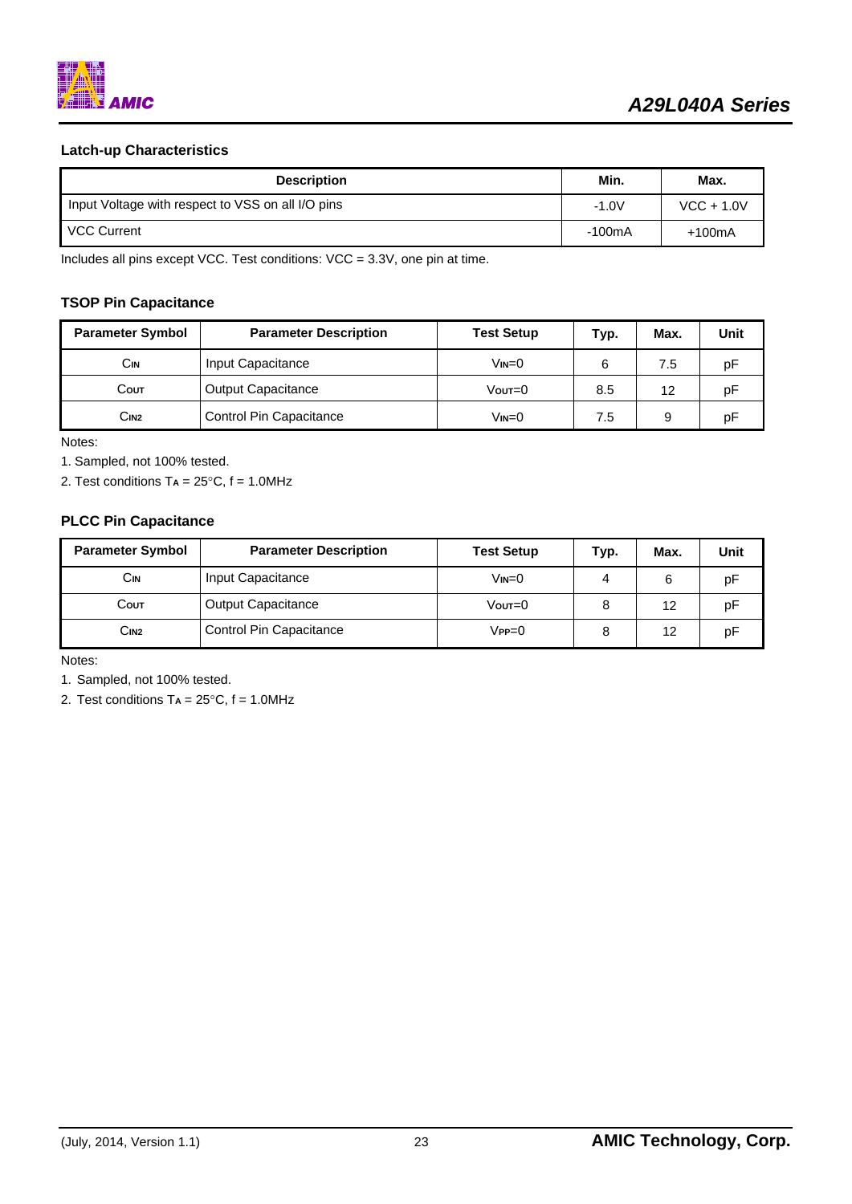### Latch-up Characteristics

| Description | Min. | Max. |
|---|---|---|
| Input Voltage with respect to VSS on all I/O pins | -1.0V | VCC + 1.0V |
| VCC Current | -100mA | +100mA |

Includes all pins except VCC. Test conditions: VCC = 3.3V, one pin at time.

### TSOP Pin Capacitance

| Parameter Symbol | Parameter Description | Test Setup | Typ. | Max. | Unit |
|---|---|---|---|---|---|
| $C_{IN}$ | Input Capacitance | $V_{IN}=0$ | 6 | 7.5 | pF |
| $C_{OUT}$ | Output Capacitance | $V_{OUT}=0$ | 8.5 | 12 | pF |
| $C_{IN2}$ | Control Pin Capacitance | $V_{IN}=0$ | 7.5 | 9 | pF |

Notes:

1. Sampled, not 100% tested.
2. Test conditions $T_A$ = 25°C, f = 1.0MHz

### PLCC Pin Capacitance

| Parameter Symbol | Parameter Description | Test Setup | Typ. | Max. | Unit |
|---|---|---|---|---|---|
| $C_{IN}$ | Input Capacitance | $V_{IN}=0$ | 4 | 6 | pF |
| $C_{OUT}$ | Output Capacitance | $V_{OUT}=0$ | 8 | 12 | pF |
| $C_{IN2}$ | Control Pin Capacitance | $V_{PP}=0$ | 8 | 12 | pF |

Notes:

1. Sampled, not 100% tested.
2. Test conditions $T_A$ = 25°C, f = 1.0MHz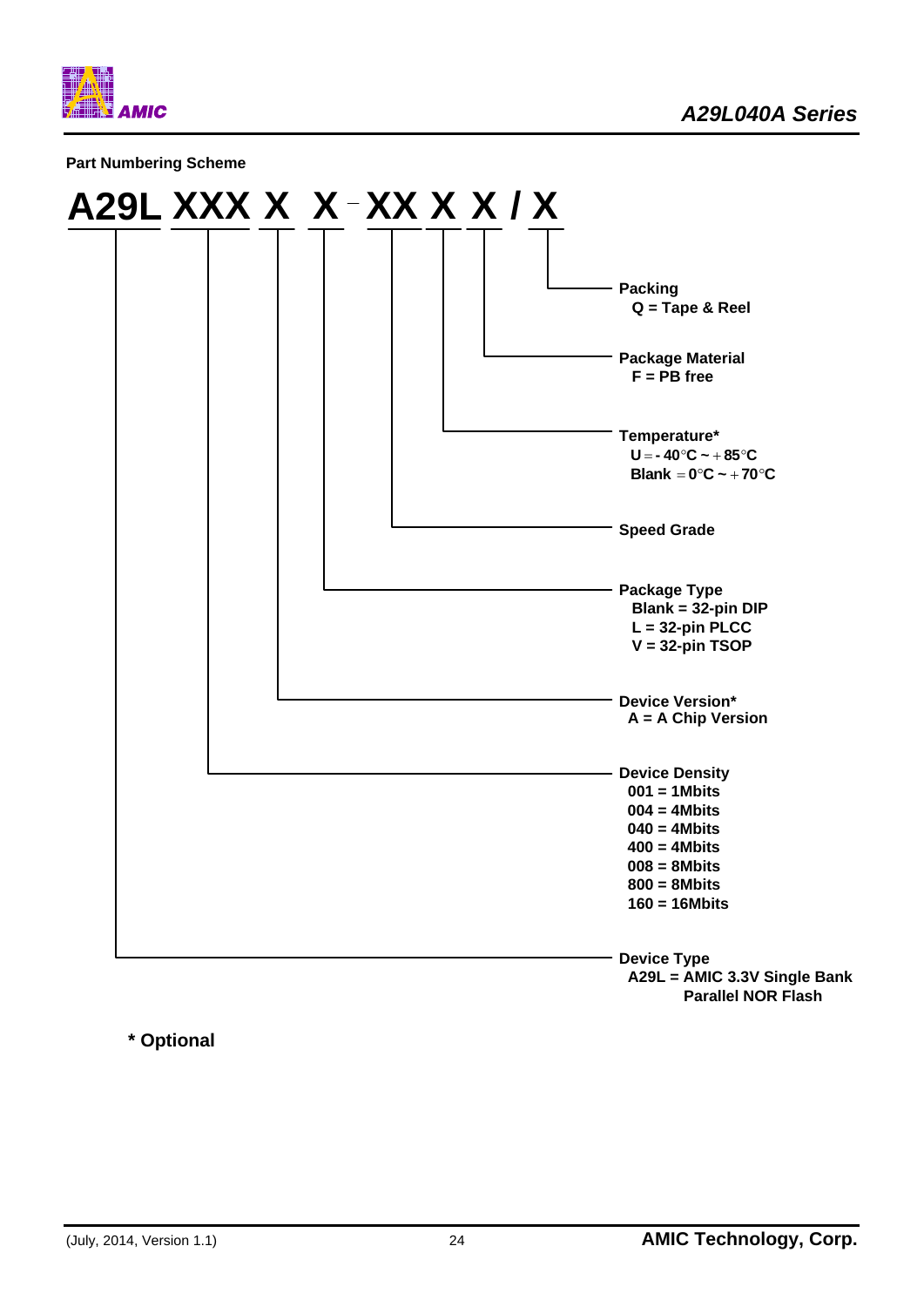## Part Numbering Scheme

**A29L XXX X X - XX X X / X**

- **Packing**
  - Q = Tape & Reel
- **Package Material**
  - F = PB free
- **Temperature***
  - U = - 40°C ~ + 85°C
  - Blank = 0°C ~ + 70°C
- **Speed Grade**
- **Package Type**
  - Blank = 32-pin DIP
  - L = 32-pin PLCC
  - V = 32-pin TSOP
- **Device Version***
  - A = A Chip Version
- **Device Density**
  - 001 = 1Mbits
  - 004 = 4Mbits
  - 040 = 4Mbits
  - 400 = 4Mbits
  - 008 = 8Mbits
  - 800 = 8Mbits
  - 160 = 16Mbits
- **Device Type**
  - A29L = AMIC 3.3V Single Bank Parallel NOR Flash

**\* Optional**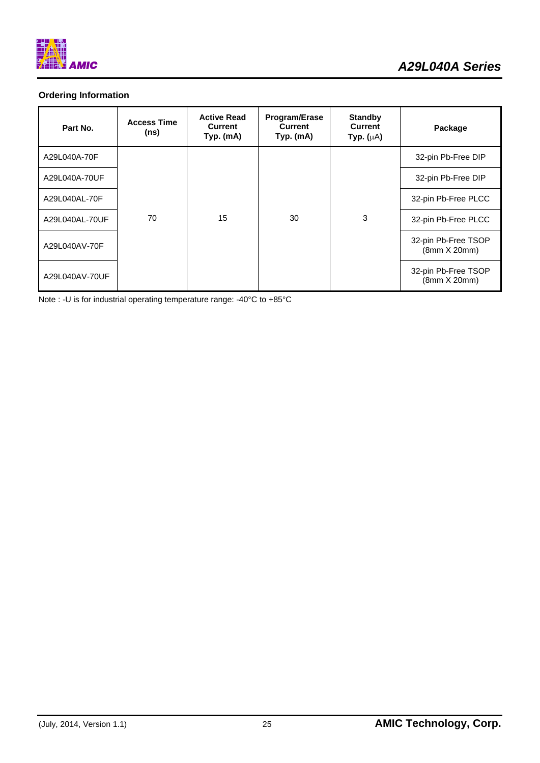## Ordering Information

| Part No. | Access Time (ns) | Active Read Current Typ. (mA) | Program/Erase Current Typ. (mA) | Standby Current Typ. (μA) | Package |
|---|---|---|---|---|---|
| A29L040A-70F | 70 | 15 | 30 | 3 | 32-pin Pb-Free DIP |
| A29L040A-70UF | | | | | 32-pin Pb-Free DIP |
| A29L040AL-70F | | | | | 32-pin Pb-Free PLCC |
| A29L040AL-70UF | | | | | 32-pin Pb-Free PLCC |
| A29L040AV-70F | | | | | 32-pin Pb-Free TSOP (8mm X 20mm) |
| A29L040AV-70UF | | | | | 32-pin Pb-Free TSOP (8mm X 20mm) |

Note : -U is for industrial operating temperature range: -40°C to +85°C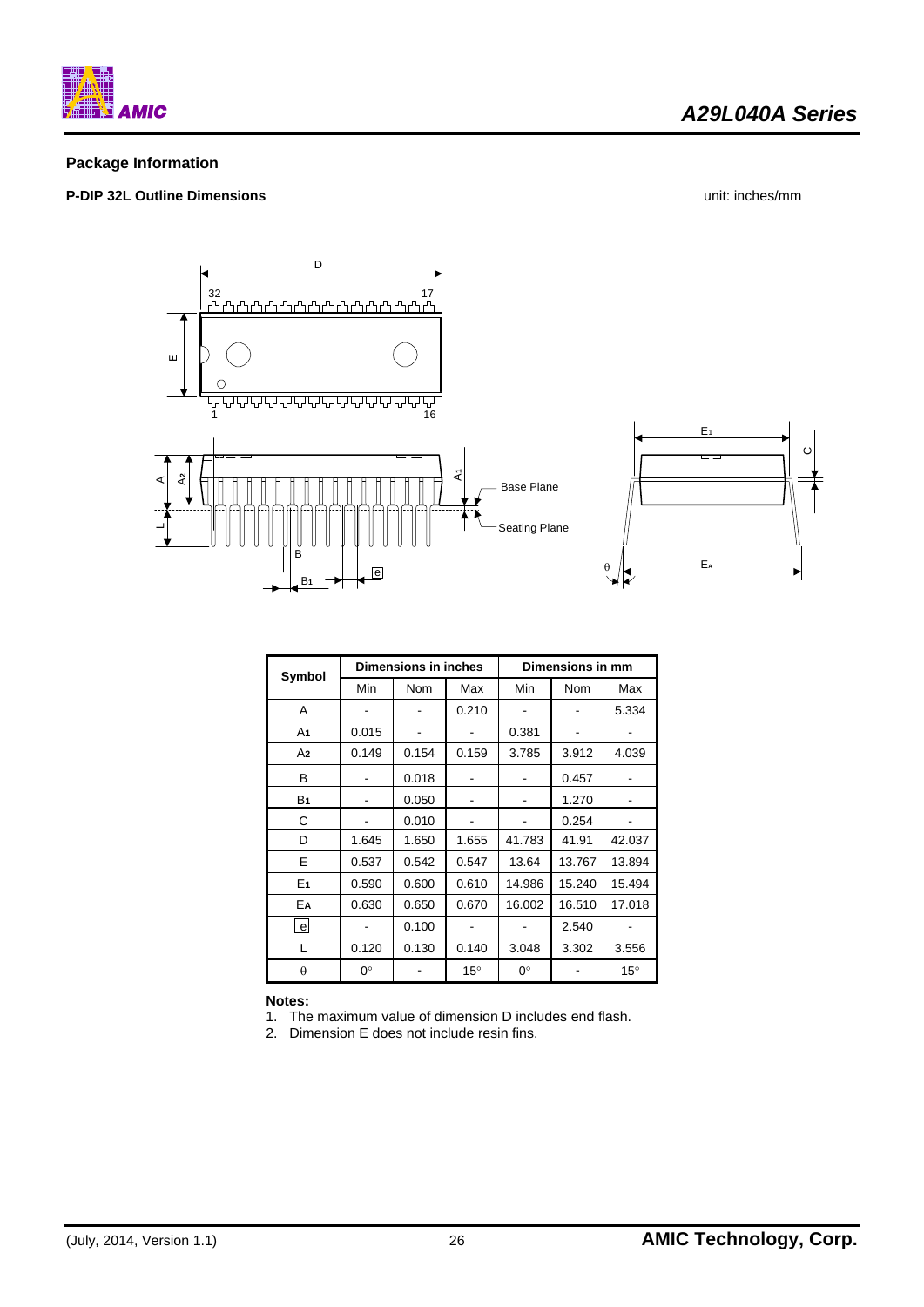## Package Information

**P-DIP 32L Outline Dimensions**

unit: inches/mm

| Symbol | Dimensions in inches | | | Dimensions in mm | | |
|---|---|---|---|---|---|---|
| | Min | Nom | Max | Min | Nom | Max |
| A | - | - | 0.210 | - | - | 5.334 |
| $A_1$ | 0.015 | - | - | 0.381 | - | - |
| $A_2$ | 0.149 | 0.154 | 0.159 | 3.785 | 3.912 | 4.039 |
| B | - | 0.018 | - | - | 0.457 | - |
| $B_1$ | - | 0.050 | - | - | 1.270 | - |
| C | - | 0.010 | - | - | 0.254 | - |
| D | 1.645 | 1.650 | 1.655 | 41.783 | 41.91 | 42.037 |
| E | 0.537 | 0.542 | 0.547 | 13.64 | 13.767 | 13.894 |
| $E_1$ | 0.590 | 0.600 | 0.610 | 14.986 | 15.240 | 15.494 |
| $E_A$ | 0.630 | 0.650 | 0.670 | 16.002 | 16.510 | 17.018 |
| e | - | 0.100 | - | - | 2.540 | - |
| L | 0.120 | 0.130 | 0.140 | 3.048 | 3.302 | 3.556 |
| $\theta$ | 0° | - | 15° | 0° | - | 15° |

**Notes:**

1. The maximum value of dimension D includes end flash.
2. Dimension E does not include resin fins.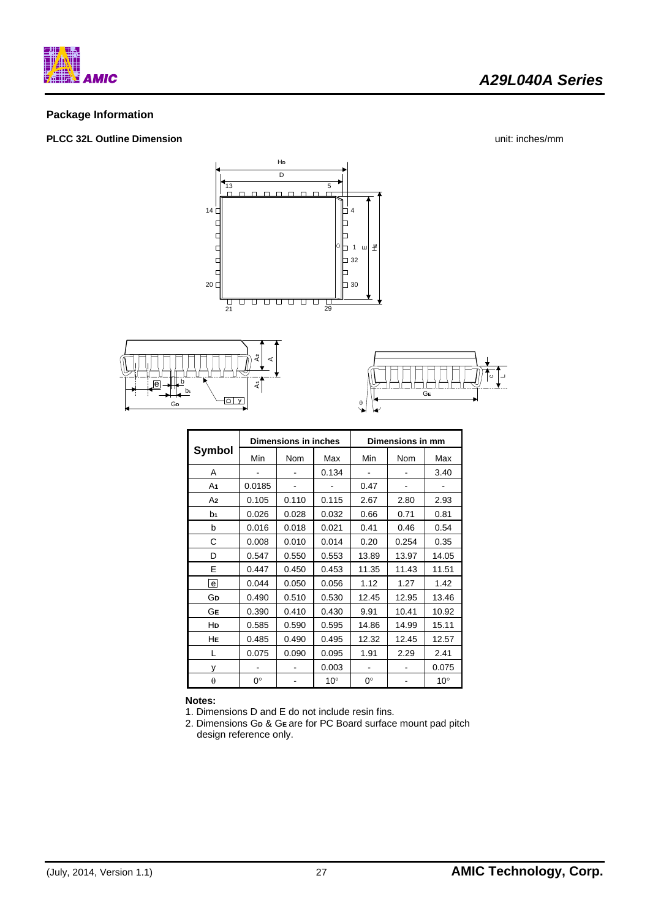## Package Information

### PLCC 32L Outline Dimension

unit: inches/mm

| Symbol | Dimensions in inches | | | Dimensions in mm | | |
|---|---|---|---|---|---|---|
| | Min | Nom | Max | Min | Nom | Max |
| A | - | - | 0.134 | - | - | 3.40 |
| $A_1$ | 0.0185 | - | - | 0.47 | - | - |
| $A_2$ | 0.105 | 0.110 | 0.115 | 2.67 | 2.80 | 2.93 |
| $b_1$ | 0.026 | 0.028 | 0.032 | 0.66 | 0.71 | 0.81 |
| b | 0.016 | 0.018 | 0.021 | 0.41 | 0.46 | 0.54 |
| C | 0.008 | 0.010 | 0.014 | 0.20 | 0.254 | 0.35 |
| D | 0.547 | 0.550 | 0.553 | 13.89 | 13.97 | 14.05 |
| E | 0.447 | 0.450 | 0.453 | 11.35 | 11.43 | 11.51 |
| e | 0.044 | 0.050 | 0.056 | 1.12 | 1.27 | 1.42 |
| $G_D$ | 0.490 | 0.510 | 0.530 | 12.45 | 12.95 | 13.46 |
| $G_E$ | 0.390 | 0.410 | 0.430 | 9.91 | 10.41 | 10.92 |
| $H_D$ | 0.585 | 0.590 | 0.595 | 14.86 | 14.99 | 15.11 |
| $H_E$ | 0.485 | 0.490 | 0.495 | 12.32 | 12.45 | 12.57 |
| L | 0.075 | 0.090 | 0.095 | 1.91 | 2.29 | 2.41 |
| y | - | - | 0.003 | - | - | 0.075 |
| $\theta$ | 0° | - | 10° | 0° | - | 10° |

**Notes:**

1. Dimensions D and E do not include resin fins.
2. Dimensions $G_D$ & $G_E$ are for PC Board surface mount pad pitch design reference only.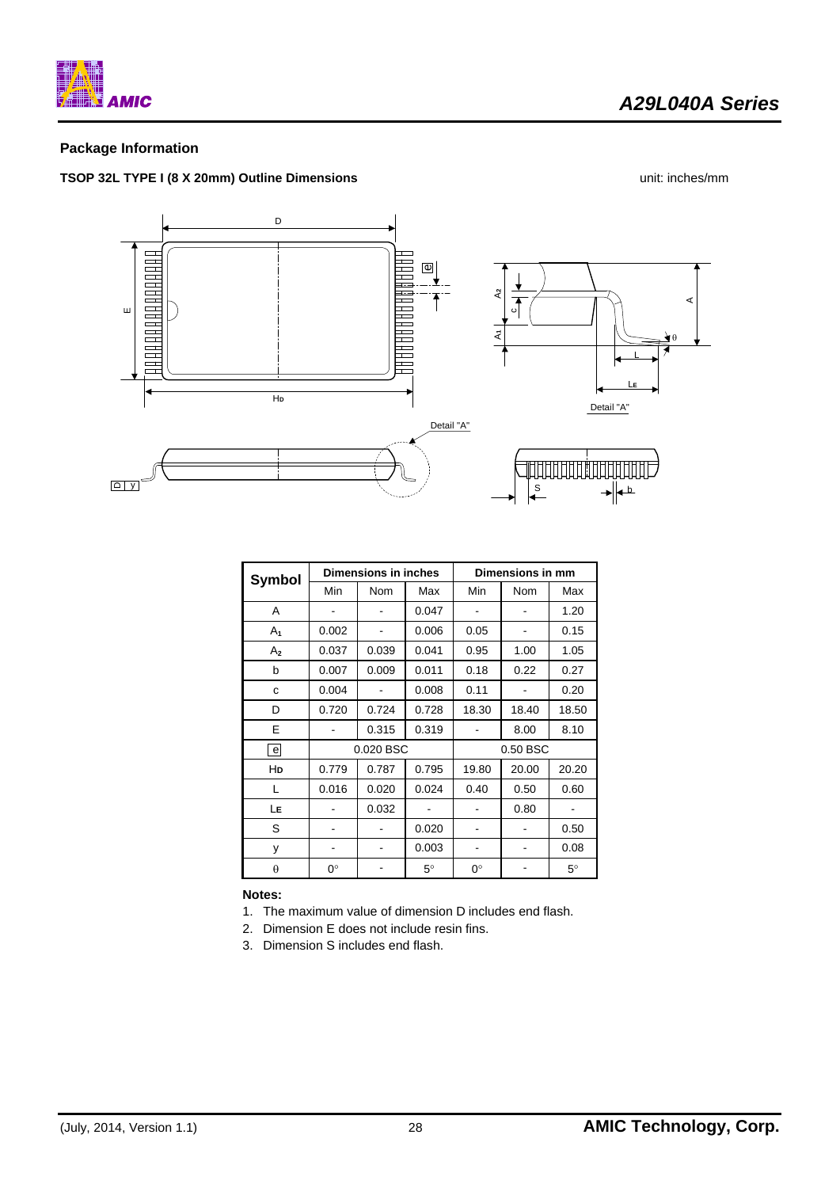## Package Information

**TSOP 32L TYPE I (8 X 20mm) Outline Dimensions**

unit: inches/mm

| Symbol | Dimensions in inches | | | Dimensions in mm | | |
|---|---|---|---|---|---|---|
| | Min | Nom | Max | Min | Nom | Max |
| A | - | - | 0.047 | - | - | 1.20 |
| $A_1$ | 0.002 | - | 0.006 | 0.05 | - | 0.15 |
| $A_2$ | 0.037 | 0.039 | 0.041 | 0.95 | 1.00 | 1.05 |
| b | 0.007 | 0.009 | 0.011 | 0.18 | 0.22 | 0.27 |
| c | 0.004 | - | 0.008 | 0.11 | - | 0.20 |
| D | 0.720 | 0.724 | 0.728 | 18.30 | 18.40 | 18.50 |
| E | - | 0.315 | 0.319 | - | 8.00 | 8.10 |
| e | 0.020 BSC | | | 0.50 BSC | | |
| $H_D$ | 0.779 | 0.787 | 0.795 | 19.80 | 20.00 | 20.20 |
| L | 0.016 | 0.020 | 0.024 | 0.40 | 0.50 | 0.60 |
| $L_E$ | - | 0.032 | - | - | 0.80 | - |
| S | - | - | 0.020 | - | - | 0.50 |
| y | - | - | 0.003 | - | - | 0.08 |
| θ | 0° | - | 5° | 0° | - | 5° |

**Notes:**

1. The maximum value of dimension D includes end flash.
2. Dimension E does not include resin fins.
3. Dimension S includes end flash.